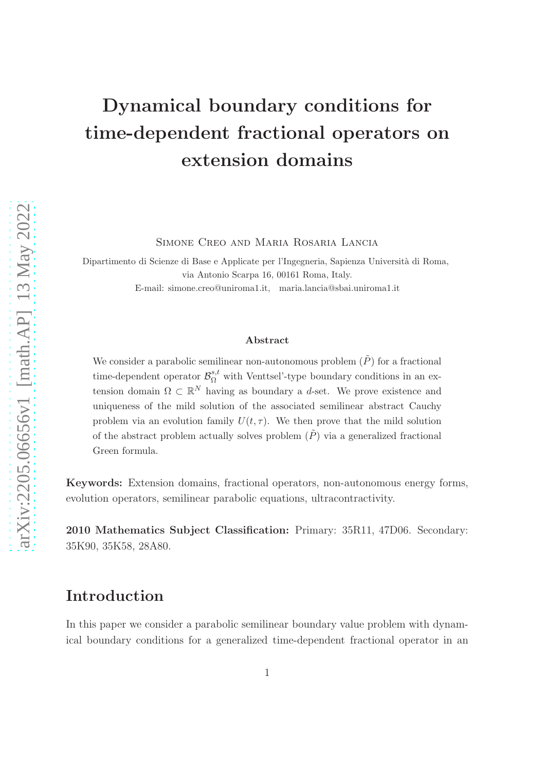# Dynamical boundary conditions for time-dependent fractional operators on extension domains

Simone Creo and Maria Rosaria Lancia

Dipartimento di Scienze di Base e Applicate per l'Ingegneria, Sapienza Università di Roma, via Antonio Scarpa 16, 00161 Roma, Italy.
E-mail: simone.creo@uniroma1.it, maria.lancia@sbai.uniroma1.it

### Abstract

We consider a parabolic semilinear non-autonomous problem $(\tilde{P})$ for a fractional time-dependent operator $\mathcal{B}^{s,t}_{\Omega}$ with Venttsel'-type boundary conditions in an extension domain $\Omega \subset \mathbb{R}^N$ having as boundary a $d$-set. We prove existence and uniqueness of the mild solution of the associated semilinear abstract Cauchy problem via an evolution family $U(t,\tau)$. We then prove that the mild solution of the abstract problem actually solves problem $(\tilde{P})$ via a generalized fractional Green formula.

**Keywords:** Extension domains, fractional operators, non-autonomous energy forms, evolution operators, semilinear parabolic equations, ultracontractivity.

**2010 Mathematics Subject Classification:** Primary: 35R11, 47D06. Secondary: 35K90, 35K58, 28A80.

## Introduction

In this paper we consider a parabolic semilinear boundary value problem with dynamical boundary conditions for a generalized time-dependent fractional operator in an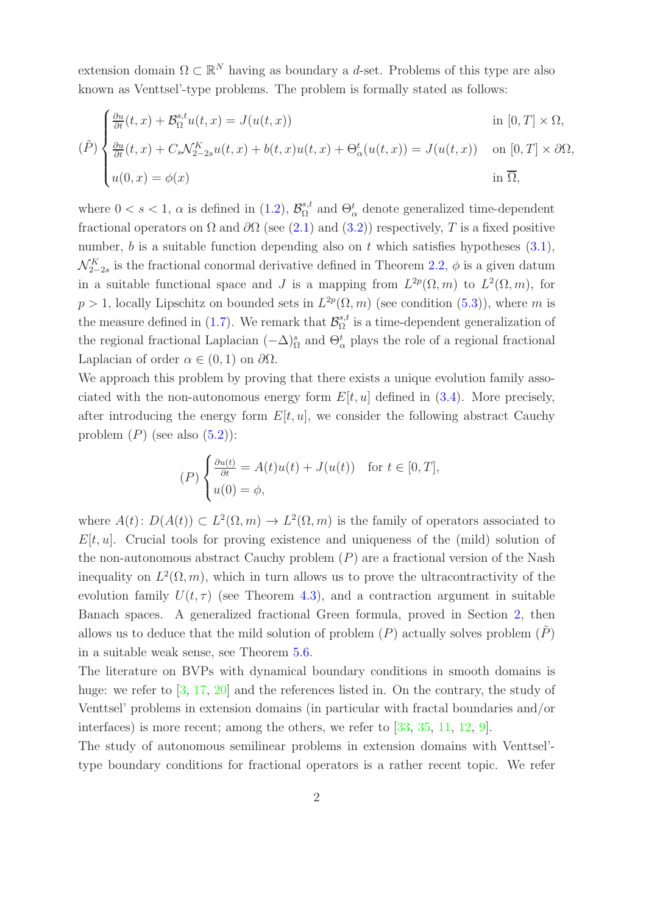extension domain $\Omega \subset \mathbb{R}^N$ having as boundary a $d$-set. Problems of this type are also known as Venttsel'-type problems. The problem is formally stated as follows:

$$
(\tilde{P}) \begin{cases} \frac{\partial u}{\partial t}(t,x) + \mathcal{B}^{s,t}_{\Omega} u(t,x) = J(u(t,x)) & \text{in } [0,T] \times \Omega, \\ \frac{\partial u}{\partial t}(t,x) + C_s \mathcal{N}^K_{2-2s} u(t,x) + b(t,x)u(t,x) + \Theta^t_\alpha(u(t,x)) = J(u(t,x)) & \text{on } [0,T] \times \partial\Omega, \\ u(0,x) = \phi(x) & \text{in } \overline{\Omega}, \end{cases}
$$

where $0 < s < 1$, $\alpha$ is defined in (1.2), $\mathcal{B}^{s,t}_{\Omega}$ and $\Theta^t_\alpha$ denote generalized time-dependent fractional operators on $\Omega$ and $\partial\Omega$ (see (2.1) and (3.2)) respectively, $T$ is a fixed positive number, $b$ is a suitable function depending also on $t$ which satisfies hypotheses (3.1), $\mathcal{N}^K_{2-2s}$ is the fractional conormal derivative defined in Theorem 2.2, $\phi$ is a given datum in a suitable functional space and $J$ is a mapping from $L^{2p}(\Omega, m)$ to $L^2(\Omega, m)$, for $p > 1$, locally Lipschitz on bounded sets in $L^{2p}(\Omega, m)$ (see condition (5.3)), where $m$ is the measure defined in (1.7). We remark that $\mathcal{B}^{s,t}_{\Omega}$ is a time-dependent generalization of the regional fractional Laplacian $(-\Delta)^s_\Omega$ and $\Theta^t_\alpha$ plays the role of a regional fractional Laplacian of order $\alpha \in (0,1)$ on $\partial\Omega$.

We approach this problem by proving that there exists a unique evolution family associated with the non-autonomous energy form $E[t,u]$ defined in (3.4). More precisely, after introducing the energy form $E[t,u]$, we consider the following abstract Cauchy problem $(P)$ (see also (5.2)):

$$
(P) \begin{cases} \frac{\partial u(t)}{\partial t} = A(t)u(t) + J(u(t)) & \text{for } t \in [0,T], \\ u(0) = \phi, \end{cases}
$$

where $A(t) \colon D(A(t)) \subset L^2(\Omega, m) \to L^2(\Omega, m)$ is the family of operators associated to $E[t,u]$. Crucial tools for proving existence and uniqueness of the (mild) solution of the non-autonomous abstract Cauchy problem $(P)$ are a fractional version of the Nash inequality on $L^2(\Omega, m)$, which in turn allows us to prove the ultracontractivity of the evolution family $U(t,\tau)$ (see Theorem 4.3), and a contraction argument in suitable Banach spaces. A generalized fractional Green formula, proved in Section 2, then allows us to deduce that the mild solution of problem $(P)$ actually solves problem $(\tilde{P})$ in a suitable weak sense, see Theorem 5.6.

The literature on BVPs with dynamical boundary conditions in smooth domains is huge: we refer to [3, 17, 20] and the references listed in. On the contrary, the study of Venttsel' problems in extension domains (in particular with fractal boundaries and/or interfaces) is more recent; among the others, we refer to [33, 35, 11, 12, 9].

The study of autonomous semilinear problems in extension domains with Venttsel'-type boundary conditions for fractional operators is a rather recent topic. We refer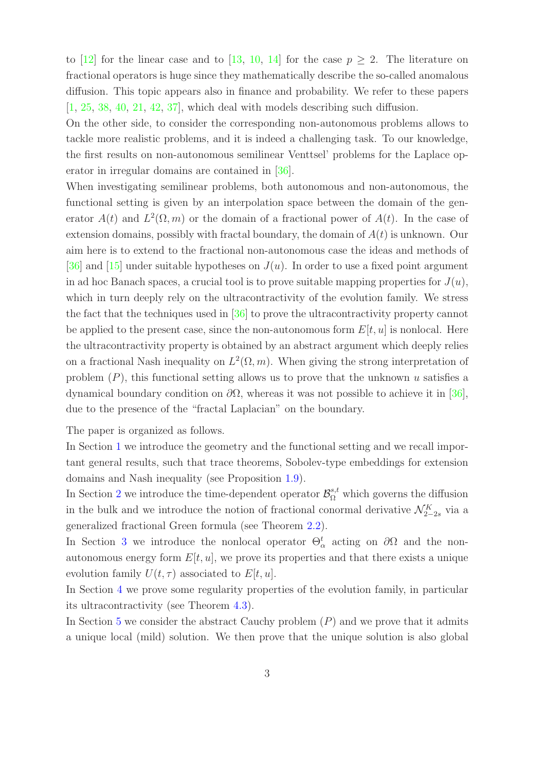to [12] for the linear case and to [13, 10, 14] for the case $p \geq 2$. The literature on fractional operators is huge since they mathematically describe the so-called anomalous diffusion. This topic appears also in finance and probability. We refer to these papers [1, 25, 38, 40, 21, 42, 37], which deal with models describing such diffusion.

On the other side, to consider the corresponding non-autonomous problems allows to tackle more realistic problems, and it is indeed a challenging task. To our knowledge, the first results on non-autonomous semilinear Venttsel' problems for the Laplace operator in irregular domains are contained in [36].

When investigating semilinear problems, both autonomous and non-autonomous, the functional setting is given by an interpolation space between the domain of the generator $A(t)$ and $L^2(\Omega, m)$ or the domain of a fractional power of $A(t)$. In the case of extension domains, possibly with fractal boundary, the domain of $A(t)$ is unknown. Our aim here is to extend to the fractional non-autonomous case the ideas and methods of [36] and [15] under suitable hypotheses on $J(u)$. In order to use a fixed point argument in ad hoc Banach spaces, a crucial tool is to prove suitable mapping properties for $J(u)$, which in turn deeply rely on the ultracontractivity of the evolution family. We stress the fact that the techniques used in [36] to prove the ultracontractivity property cannot be applied to the present case, since the non-autonomous form $E[t, u]$ is nonlocal. Here the ultracontractivity property is obtained by an abstract argument which deeply relies on a fractional Nash inequality on $L^2(\Omega, m)$. When giving the strong interpretation of problem $(P)$, this functional setting allows us to prove that the unknown $u$ satisfies a dynamical boundary condition on $\partial\Omega$, whereas it was not possible to achieve it in [36], due to the presence of the "fractal Laplacian" on the boundary.

The paper is organized as follows.

In Section 1 we introduce the geometry and the functional setting and we recall important general results, such that trace theorems, Sobolev-type embeddings for extension domains and Nash inequality (see Proposition 1.9).

In Section 2 we introduce the time-dependent operator $\mathcal{B}^{s,t}_{\Omega}$ which governs the diffusion in the bulk and we introduce the notion of fractional conormal derivative $\mathcal{N}^{K}_{2-2s}$ via a generalized fractional Green formula (see Theorem 2.2).

In Section 3 we introduce the nonlocal operator $\Theta^t_\alpha$ acting on $\partial\Omega$ and the non-autonomous energy form $E[t, u]$, we prove its properties and that there exists a unique evolution family $U(t, \tau)$ associated to $E[t, u]$.

In Section 4 we prove some regularity properties of the evolution family, in particular its ultracontractivity (see Theorem 4.3).

In Section 5 we consider the abstract Cauchy problem $(P)$ and we prove that it admits a unique local (mild) solution. We then prove that the unique solution is also global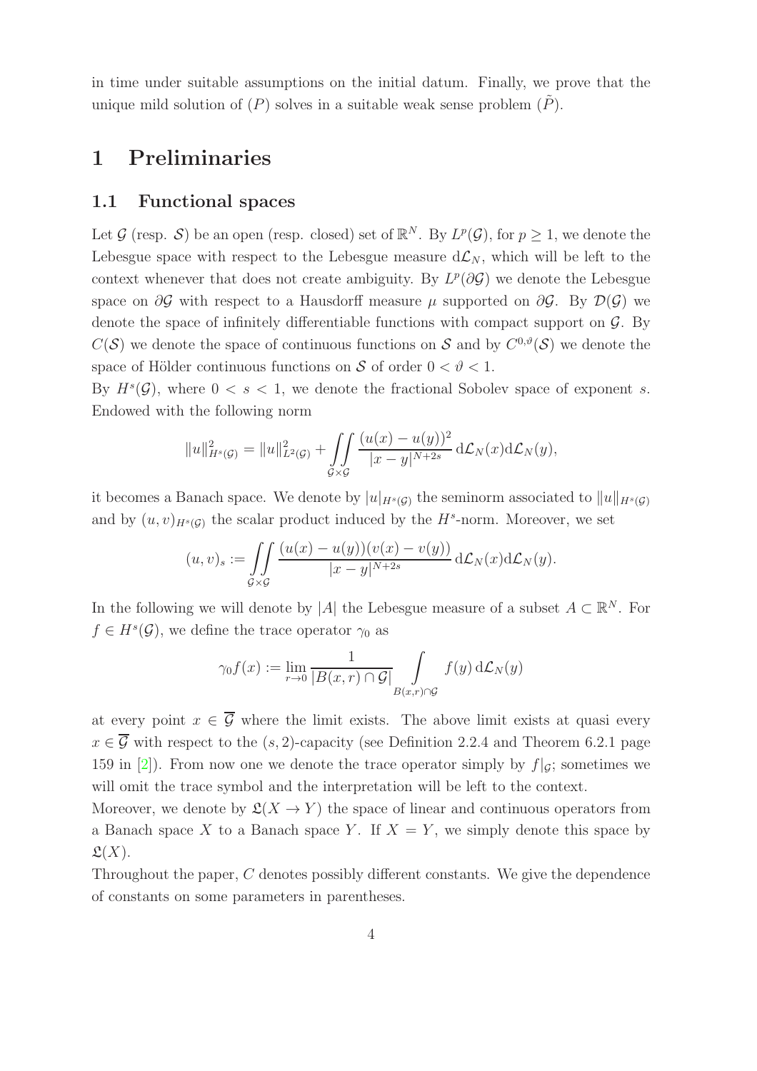in time under suitable assumptions on the initial datum. Finally, we prove that the unique mild solution of $(P)$ solves in a suitable weak sense problem $(\tilde{P})$.

# 1 Preliminaries

## 1.1 Functional spaces

Let $\mathcal{G}$ (resp. $\mathcal{S}$) be an open (resp. closed) set of $\mathbb{R}^N$. By $L^p(\mathcal{G})$, for $p \geq 1$, we denote the Lebesgue space with respect to the Lebesgue measure $\mathrm{d}\mathcal{L}_N$, which will be left to the context whenever that does not create ambiguity. By $L^p(\partial\mathcal{G})$ we denote the Lebesgue space on $\partial\mathcal{G}$ with respect to a Hausdorff measure $\mu$ supported on $\partial\mathcal{G}$. By $\mathcal{D}(\mathcal{G})$ we denote the space of infinitely differentiable functions with compact support on $\mathcal{G}$. By $C(\mathcal{S})$ we denote the space of continuous functions on $\mathcal{S}$ and by $C^{0,\vartheta}(\mathcal{S})$ we denote the space of Hölder continuous functions on $\mathcal{S}$ of order $0 < \vartheta < 1$.

By $H^s(\mathcal{G})$, where $0 < s < 1$, we denote the fractional Sobolev space of exponent $s$. Endowed with the following norm

$$\|u\|^2_{H^s(\mathcal{G})} = \|u\|^2_{L^2(\mathcal{G})} + \iint\limits_{\mathcal{G}\times\mathcal{G}} \frac{(u(x)-u(y))^2}{|x-y|^{N+2s}} \,\mathrm{d}\mathcal{L}_N(x)\mathrm{d}\mathcal{L}_N(y),$$

it becomes a Banach space. We denote by $|u|_{H^s(\mathcal{G})}$ the seminorm associated to $\|u\|_{H^s(\mathcal{G})}$ and by $(u,v)_{H^s(\mathcal{G})}$ the scalar product induced by the $H^s$-norm. Moreover, we set

$$(u,v)_s := \iint\limits_{\mathcal{G}\times\mathcal{G}} \frac{(u(x)-u(y))(v(x)-v(y))}{|x-y|^{N+2s}} \,\mathrm{d}\mathcal{L}_N(x)\mathrm{d}\mathcal{L}_N(y).$$

In the following we will denote by $|A|$ the Lebesgue measure of a subset $A \subset \mathbb{R}^N$. For $f \in H^s(\mathcal{G})$, we define the trace operator $\gamma_0$ as

$$\gamma_0 f(x) := \lim_{r\to 0} \frac{1}{|B(x,r)\cap\mathcal{G}|} \int\limits_{B(x,r)\cap\mathcal{G}} f(y)\,\mathrm{d}\mathcal{L}_N(y)$$

at every point $x \in \overline{\mathcal{G}}$ where the limit exists. The above limit exists at quasi every $x \in \overline{\mathcal{G}}$ with respect to the $(s,2)$-capacity (see Definition 2.2.4 and Theorem 6.2.1 page 159 in [2]). From now one we denote the trace operator simply by $f|_{\mathcal{G}}$; sometimes we will omit the trace symbol and the interpretation will be left to the context.

Moreover, we denote by $\mathfrak{L}(X \to Y)$ the space of linear and continuous operators from a Banach space $X$ to a Banach space $Y$. If $X = Y$, we simply denote this space by $\mathfrak{L}(X)$.

Throughout the paper, $C$ denotes possibly different constants. We give the dependence of constants on some parameters in parentheses.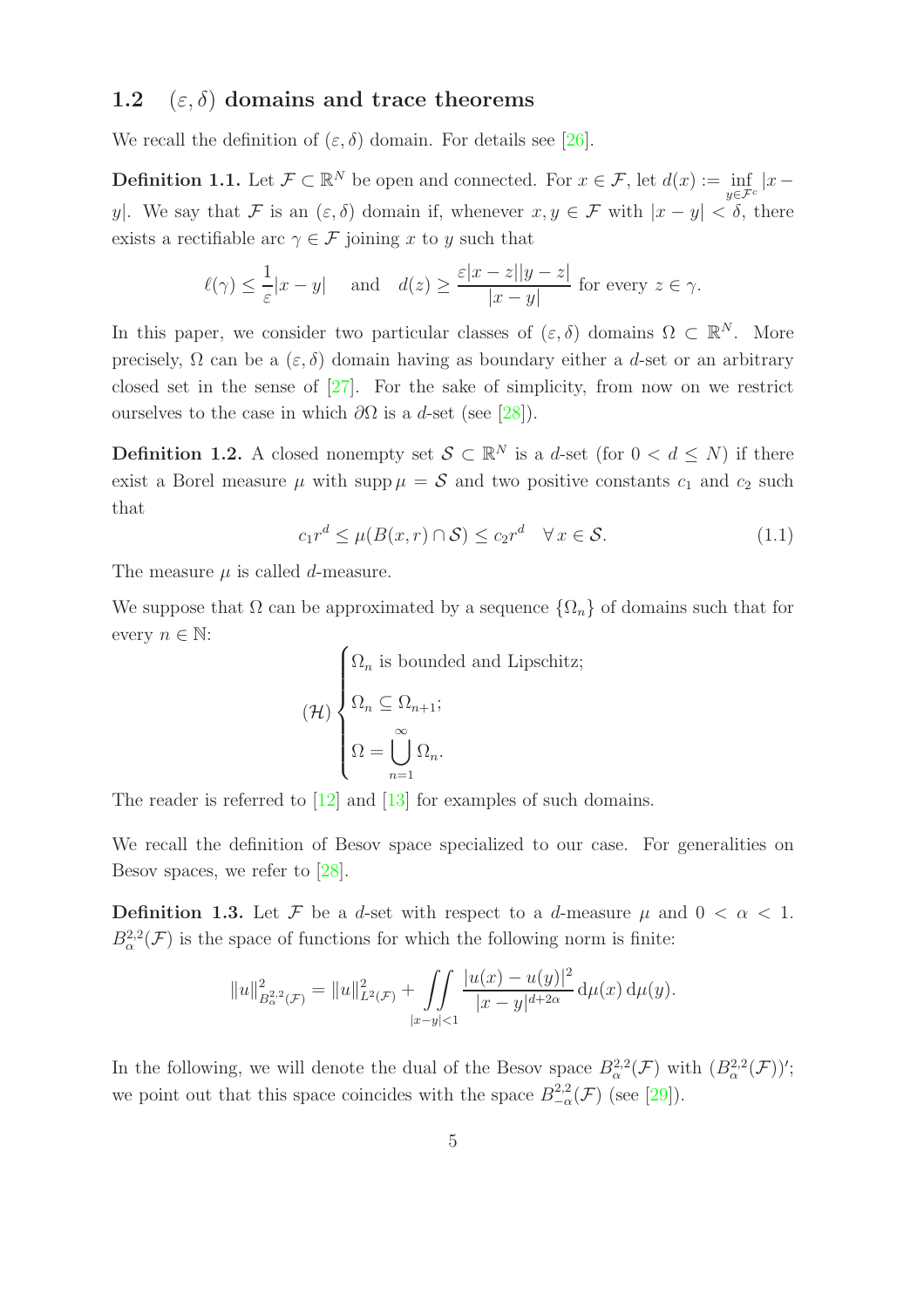## 1.2 $(\varepsilon, \delta)$ domains and trace theorems

We recall the definition of $(\varepsilon, \delta)$ domain. For details see [26].

**Definition 1.1.** Let $\mathcal{F} \subset \mathbb{R}^N$ be open and connected. For $x \in \mathcal{F}$, let $d(x) := \inf_{y \in \mathcal{F}^c} |x - y|$. We say that $\mathcal{F}$ is an $(\varepsilon, \delta)$ domain if, whenever $x, y \in \mathcal{F}$ with $|x - y| < \delta$, there exists a rectifiable arc $\gamma \in \mathcal{F}$ joining $x$ to $y$ such that

$$\ell(\gamma) \leq \frac{1}{\varepsilon}|x - y| \quad \text{ and } \quad d(z) \geq \frac{\varepsilon |x - z||y - z|}{|x - y|} \text{ for every } z \in \gamma.$$

In this paper, we consider two particular classes of $(\varepsilon, \delta)$ domains $\Omega \subset \mathbb{R}^N$. More precisely, $\Omega$ can be a $(\varepsilon, \delta)$ domain having as boundary either a $d$-set or an arbitrary closed set in the sense of [27]. For the sake of simplicity, from now on we restrict ourselves to the case in which $\partial\Omega$ is a $d$-set (see [28]).

**Definition 1.2.** A closed nonempty set $\mathcal{S} \subset \mathbb{R}^N$ is a $d$-set (for $0 < d \leq N$) if there exist a Borel measure $\mu$ with $\operatorname{supp} \mu = \mathcal{S}$ and two positive constants $c_1$ and $c_2$ such that

$$c_1 r^d \leq \mu(B(x, r) \cap \mathcal{S}) \leq c_2 r^d \quad \forall\, x \in \mathcal{S}. \tag{1.1}$$

The measure $\mu$ is called $d$-measure.

We suppose that $\Omega$ can be approximated by a sequence $\{\Omega_n\}$ of domains such that for every $n \in \mathbb{N}$:

$$(\mathcal{H}) \begin{cases} \Omega_n \text{ is bounded and Lipschitz;} \\ \Omega_n \subseteq \Omega_{n+1}; \\ \Omega = \displaystyle\bigcup_{n=1}^{\infty} \Omega_n. \end{cases}$$

The reader is referred to [12] and [13] for examples of such domains.

We recall the definition of Besov space specialized to our case. For generalities on Besov spaces, we refer to [28].

**Definition 1.3.** Let $\mathcal{F}$ be a $d$-set with respect to a $d$-measure $\mu$ and $0 < \alpha < 1$. $B^{2,2}_\alpha(\mathcal{F})$ is the space of functions for which the following norm is finite:

$$\|u\|^2_{B^{2,2}_\alpha(\mathcal{F})} = \|u\|^2_{L^2(\mathcal{F})} + \iint\limits_{|x-y|<1} \frac{|u(x) - u(y)|^2}{|x - y|^{d+2\alpha}} \, \mathrm{d}\mu(x) \, \mathrm{d}\mu(y).$$

In the following, we will denote the dual of the Besov space $B^{2,2}_\alpha(\mathcal{F})$ with $(B^{2,2}_\alpha(\mathcal{F}))'$; we point out that this space coincides with the space $B^{2,2}_{-\alpha}(\mathcal{F})$ (see [29]).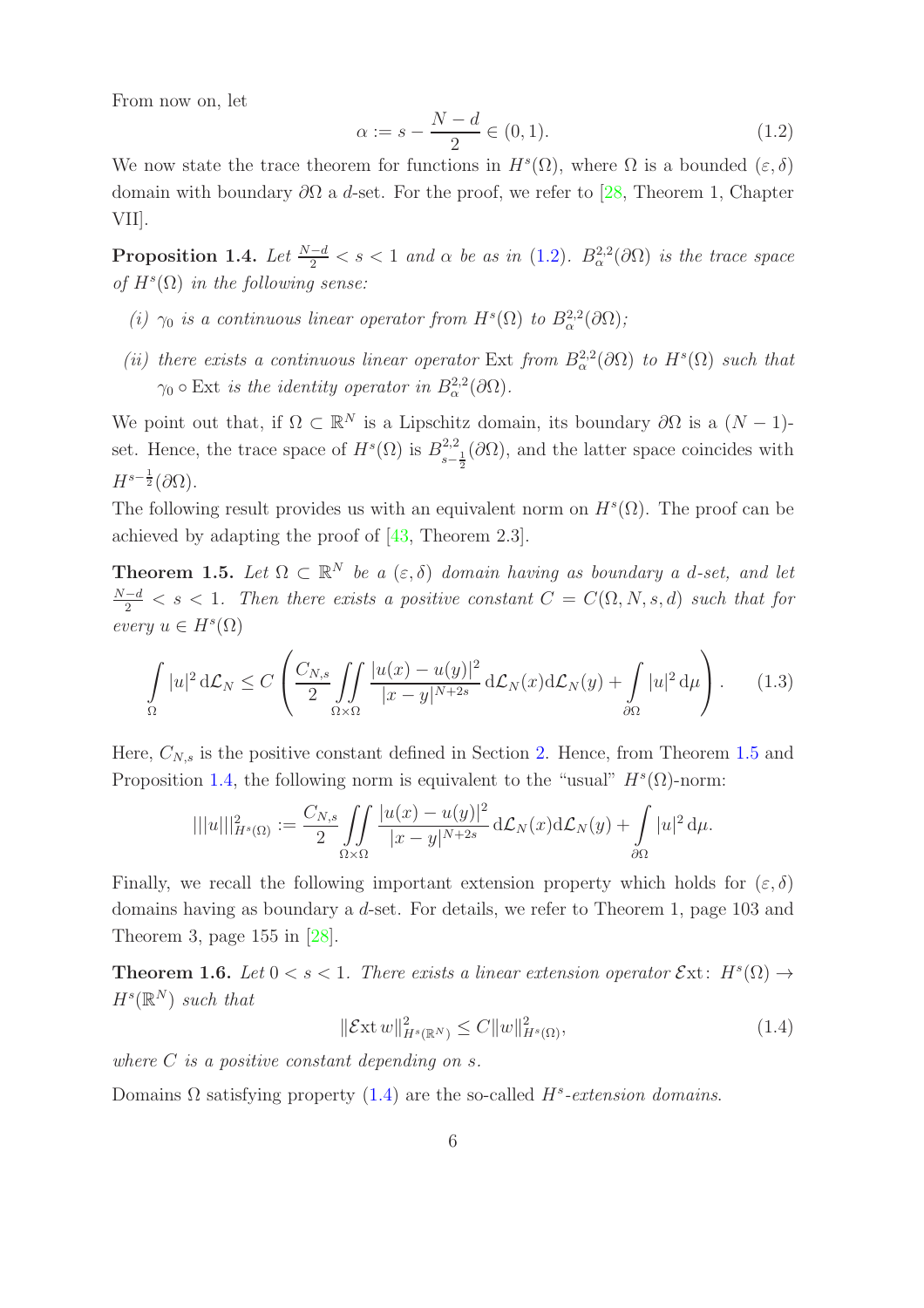From now on, let

$$\alpha := s - \frac{N-d}{2} \in (0,1). \tag{1.2}$$

We now state the trace theorem for functions in $H^s(\Omega)$, where $\Omega$ is a bounded $(\varepsilon, \delta)$ domain with boundary $\partial\Omega$ a $d$-set. For the proof, we refer to [28, Theorem 1, Chapter VII].

**Proposition 1.4.** *Let $\frac{N-d}{2} < s < 1$ and $\alpha$ be as in (1.2). $B^{2,2}_\alpha(\partial\Omega)$ is the trace space of $H^s(\Omega)$ in the following sense:*

*(i) $\gamma_0$ is a continuous linear operator from $H^s(\Omega)$ to $B^{2,2}_\alpha(\partial\Omega)$;*

*(ii) there exists a continuous linear operator* Ext *from $B^{2,2}_\alpha(\partial\Omega)$ to $H^s(\Omega)$ such that $\gamma_0 \circ \mathrm{Ext}$ is the identity operator in $B^{2,2}_\alpha(\partial\Omega)$.*

We point out that, if $\Omega \subset \mathbb{R}^N$ is a Lipschitz domain, its boundary $\partial\Omega$ is a $(N-1)$-set. Hence, the trace space of $H^s(\Omega)$ is $B^{2,2}_{s-\frac{1}{2}}(\partial\Omega)$, and the latter space coincides with $H^{s-\frac{1}{2}}(\partial\Omega)$.

The following result provides us with an equivalent norm on $H^s(\Omega)$. The proof can be achieved by adapting the proof of [43, Theorem 2.3].

**Theorem 1.5.** *Let $\Omega \subset \mathbb{R}^N$ be a $(\varepsilon, \delta)$ domain having as boundary a $d$-set, and let $\frac{N-d}{2} < s < 1$. Then there exists a positive constant $C = C(\Omega, N, s, d)$ such that for every $u \in H^s(\Omega)$*

$$\int_\Omega |u|^2 \, \mathrm{d}\mathcal{L}_N \leq C \left( \frac{C_{N,s}}{2} \iint_{\Omega\times\Omega} \frac{|u(x)-u(y)|^2}{|x-y|^{N+2s}} \, \mathrm{d}\mathcal{L}_N(x) \mathrm{d}\mathcal{L}_N(y) + \int_{\partial\Omega} |u|^2 \, \mathrm{d}\mu \right). \tag{1.3}$$

Here, $C_{N,s}$ is the positive constant defined in Section 2. Hence, from Theorem 1.5 and Proposition 1.4, the following norm is equivalent to the "usual" $H^s(\Omega)$-norm:

$$|||u|||^2_{H^s(\Omega)} := \frac{C_{N,s}}{2} \iint_{\Omega\times\Omega} \frac{|u(x)-u(y)|^2}{|x-y|^{N+2s}} \, \mathrm{d}\mathcal{L}_N(x) \mathrm{d}\mathcal{L}_N(y) + \int_{\partial\Omega} |u|^2 \, \mathrm{d}\mu.$$

Finally, we recall the following important extension property which holds for $(\varepsilon, \delta)$ domains having as boundary a $d$-set. For details, we refer to Theorem 1, page 103 and Theorem 3, page 155 in [28].

**Theorem 1.6.** *Let $0 < s < 1$. There exists a linear extension operator $\mathcal{E}\mathrm{xt}\colon H^s(\Omega) \to H^s(\mathbb{R}^N)$ such that*

$$\|\mathcal{E}\mathrm{xt}\, w\|^2_{H^s(\mathbb{R}^N)} \leq C \|w\|^2_{H^s(\Omega)}, \tag{1.4}$$

*where $C$ is a positive constant depending on $s$.*

Domains $\Omega$ satisfying property (1.4) are the so-called *$H^s$-extension domains*.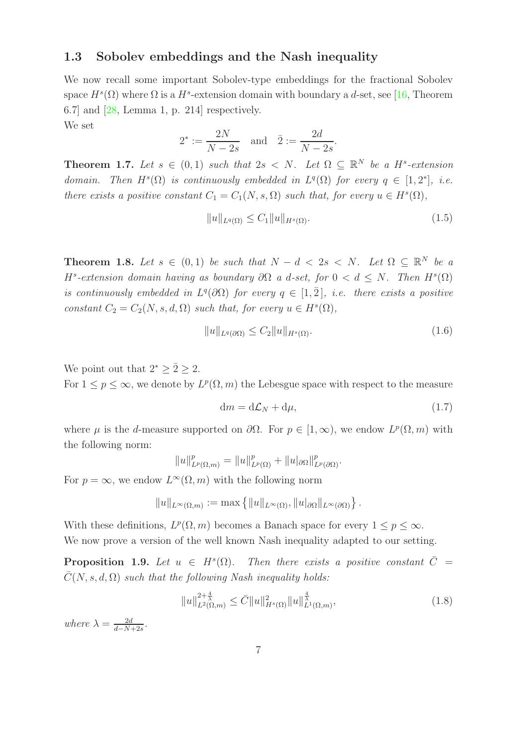## 1.3 Sobolev embeddings and the Nash inequality

We now recall some important Sobolev-type embeddings for the fractional Sobolev space $H^s(\Omega)$ where $\Omega$ is a $H^s$-extension domain with boundary a $d$-set, see [16, Theorem 6.7] and [28, Lemma 1, p. 214] respectively.

We set

$$2^* := \frac{2N}{N-2s} \quad \text{and} \quad \bar{2} := \frac{2d}{N-2s}.$$

**Theorem 1.7.** *Let $s \in (0,1)$ such that $2s < N$. Let $\Omega \subseteq \mathbb{R}^N$ be a $H^s$-extension domain. Then $H^s(\Omega)$ is continuously embedded in $L^q(\Omega)$ for every $q \in [1, 2^*]$, i.e. there exists a positive constant $C_1 = C_1(N, s, \Omega)$ such that, for every $u \in H^s(\Omega)$,*

$$\|u\|_{L^q(\Omega)} \leq C_1 \|u\|_{H^s(\Omega)}. \tag{1.5}$$

**Theorem 1.8.** *Let $s \in (0,1)$ be such that $N - d < 2s < N$. Let $\Omega \subseteq \mathbb{R}^N$ be a $H^s$-extension domain having as boundary $\partial\Omega$ a $d$-set, for $0 < d \leq N$. Then $H^s(\Omega)$ is continuously embedded in $L^q(\partial\Omega)$ for every $q \in [1, \bar{2}]$, i.e. there exists a positive constant $C_2 = C_2(N, s, d, \Omega)$ such that, for every $u \in H^s(\Omega)$,*

$$\|u\|_{L^q(\partial\Omega)} \leq C_2 \|u\|_{H^s(\Omega)}. \tag{1.6}$$

We point out that $2^* \geq \bar{2} \geq 2$.

For $1 \leq p \leq \infty$, we denote by $L^p(\Omega, m)$ the Lebesgue space with respect to the measure

$$\mathrm{d}m = \mathrm{d}\mathcal{L}_N + \mathrm{d}\mu, \tag{1.7}$$

where $\mu$ is the $d$-measure supported on $\partial\Omega$. For $p \in [1, \infty)$, we endow $L^p(\Omega, m)$ with the following norm:

$$\|u\|^p_{L^p(\Omega,m)} = \|u\|^p_{L^p(\Omega)} + \|u|_{\partial\Omega}\|^p_{L^p(\partial\Omega)}.$$

For $p = \infty$, we endow $L^\infty(\Omega, m)$ with the following norm

$$\|u\|_{L^\infty(\Omega,m)} := \max\left\{\|u\|_{L^\infty(\Omega)}, \|u|_{\partial\Omega}\|_{L^\infty(\partial\Omega)}\right\}.$$

With these definitions, $L^p(\Omega, m)$ becomes a Banach space for every $1 \leq p \leq \infty$.

We now prove a version of the well known Nash inequality adapted to our setting.

**Proposition 1.9.** *Let $u \in H^s(\Omega)$. Then there exists a positive constant $\bar{C} = \bar{C}(N, s, d, \Omega)$ such that the following Nash inequality holds:*

$$\|u\|^{2+\frac{4}{\lambda}}_{L^2(\Omega,m)} \leq \bar{C} \|u\|^2_{H^s(\Omega)} \|u\|^{\frac{4}{\lambda}}_{L^1(\Omega,m)}, \tag{1.8}$$

*where $\lambda = \frac{2d}{d-N+2s}$.*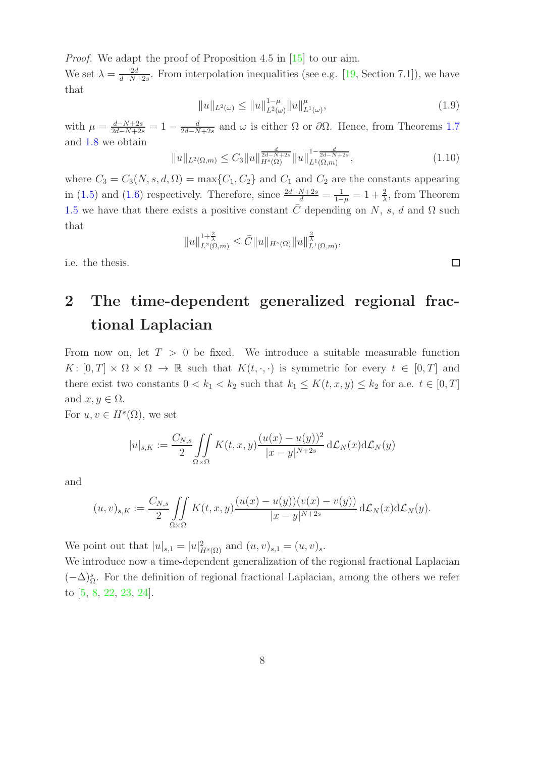*Proof.* We adapt the proof of Proposition 4.5 in [15] to our aim.
We set $\lambda = \frac{2d}{d-N+2s}$. From interpolation inequalities (see e.g. [19, Section 7.1]), we have that

$$\|u\|_{L^2(\omega)} \leq \|u\|_{L^2(\omega)}^{1-\mu} \|u\|_{L^1(\omega)}^{\mu}, \tag{1.9}$$

with $\mu = \frac{d-N+2s}{2d-N+2s} = 1 - \frac{d}{2d-N+2s}$ and $\omega$ is either $\Omega$ or $\partial\Omega$. Hence, from Theorems 1.7 and 1.8 we obtain

$$\|u\|_{L^2(\Omega,m)} \leq C_3 \|u\|_{H^s(\Omega)}^{\frac{d}{2d-N+2s}} \|u\|_{L^1(\Omega,m)}^{1-\frac{d}{2d-N+2s}}, \tag{1.10}$$

where $C_3 = C_3(N, s, d, \Omega) = \max\{C_1, C_2\}$ and $C_1$ and $C_2$ are the constants appearing in (1.5) and (1.6) respectively. Therefore, since $\frac{2d-N+2s}{d} = \frac{1}{1-\mu} = 1 + \frac{2}{\lambda}$, from Theorem 1.5 we have that there exists a positive constant $\bar{C}$ depending on $N$, $s$, $d$ and $\Omega$ such that

$$\|u\|_{L^2(\Omega,m)}^{1+\frac{2}{\lambda}} \leq \bar{C} \|u\|_{H^s(\Omega)} \|u\|_{L^1(\Omega,m)}^{\frac{2}{\lambda}},$$

i.e. the thesis. □

# 2 The time-dependent generalized regional fractional Laplacian

From now on, let $T > 0$ be fixed. We introduce a suitable measurable function $K\colon [0,T] \times \Omega \times \Omega \to \mathbb{R}$ such that $K(t, \cdot, \cdot)$ is symmetric for every $t \in [0,T]$ and there exist two constants $0 < k_1 < k_2$ such that $k_1 \leq K(t, x, y) \leq k_2$ for a.e. $t \in [0,T]$ and $x, y \in \Omega$.
For $u, v \in H^s(\Omega)$, we set

$$|u|_{s,K} := \frac{C_{N,s}}{2} \iint\limits_{\Omega\times\Omega} K(t,x,y) \frac{(u(x)-u(y))^2}{|x-y|^{N+2s}} \, \mathrm{d}\mathcal{L}_N(x) \mathrm{d}\mathcal{L}_N(y)$$

and

$$(u,v)_{s,K} := \frac{C_{N,s}}{2} \iint\limits_{\Omega\times\Omega} K(t,x,y) \frac{(u(x)-u(y))(v(x)-v(y))}{|x-y|^{N+2s}} \, \mathrm{d}\mathcal{L}_N(x) \mathrm{d}\mathcal{L}_N(y).$$

We point out that $|u|_{s,1} = |u|^2_{H^s(\Omega)}$ and $(u,v)_{s,1} = (u,v)_s$.
We introduce now a time-dependent generalization of the regional fractional Laplacian $(-\Delta)^s_\Omega$. For the definition of regional fractional Laplacian, among the others we refer to [5, 8, 22, 23, 24].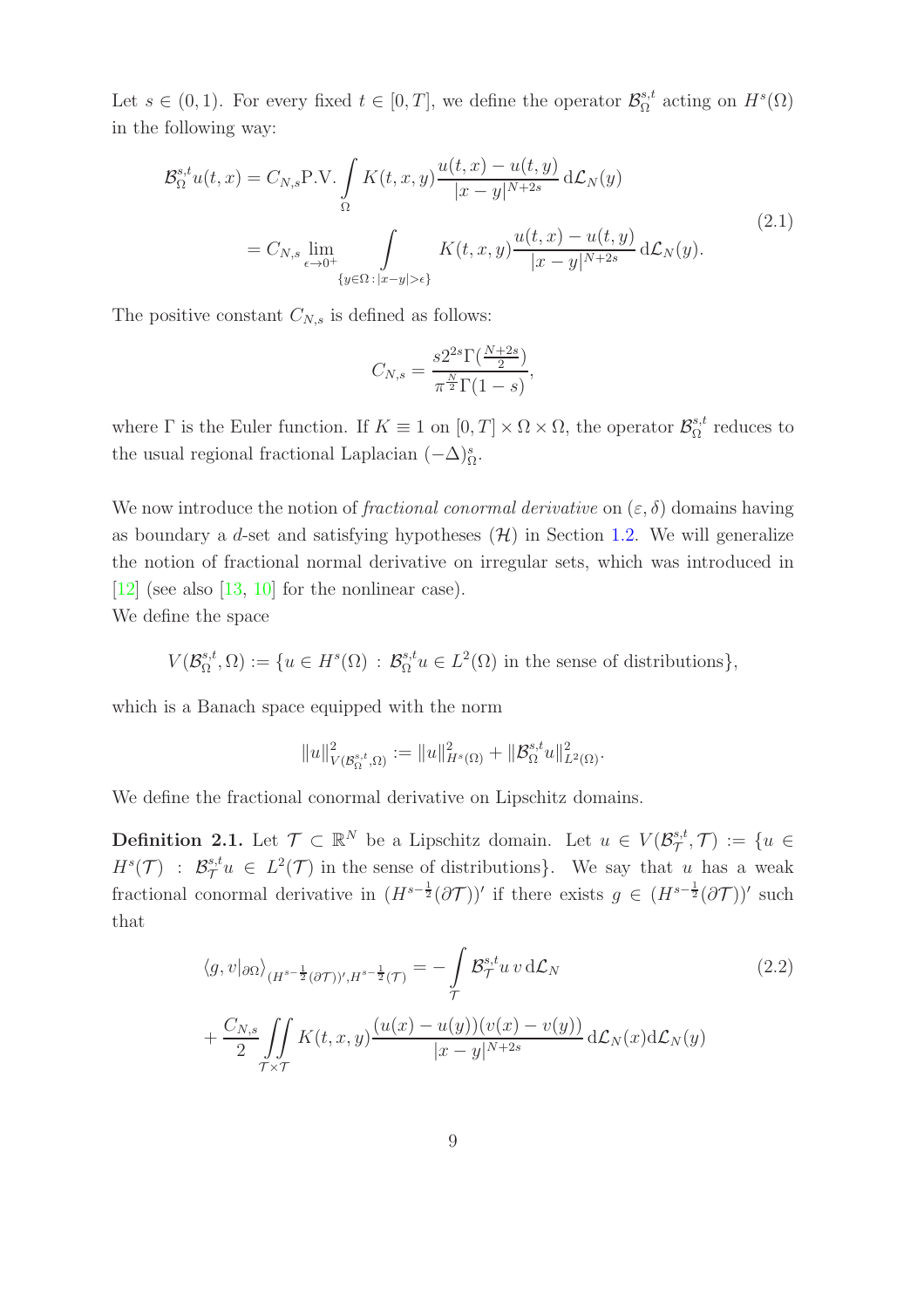Let $s \in (0,1)$. For every fixed $t \in [0,T]$, we define the operator $\mathcal{B}^{s,t}_\Omega$ acting on $H^s(\Omega)$ in the following way:

$$
\begin{aligned}
\mathcal{B}^{s,t}_\Omega u(t,x) &= C_{N,s} \text{P.V.} \int_\Omega K(t,x,y) \frac{u(t,x)-u(t,y)}{|x-y|^{N+2s}} \, \mathrm{d}\mathcal{L}_N(y) \\
&= C_{N,s} \lim_{\epsilon \to 0^+} \int_{\{y \in \Omega \,:\, |x-y|>\epsilon\}} K(t,x,y) \frac{u(t,x)-u(t,y)}{|x-y|^{N+2s}} \, \mathrm{d}\mathcal{L}_N(y).
\end{aligned}
\tag{2.1}
$$

The positive constant $C_{N,s}$ is defined as follows:

$$
C_{N,s} = \frac{s 2^{2s} \Gamma(\frac{N+2s}{2})}{\pi^{\frac{N}{2}} \Gamma(1-s)},
$$

where $\Gamma$ is the Euler function. If $K \equiv 1$ on $[0,T] \times \Omega \times \Omega$, the operator $\mathcal{B}^{s,t}_\Omega$ reduces to the usual regional fractional Laplacian $(-\Delta)^s_\Omega$.

We now introduce the notion of *fractional conormal derivative* on $(\varepsilon, \delta)$ domains having as boundary a $d$-set and satisfying hypotheses $(\mathcal{H})$ in Section 1.2. We will generalize the notion of fractional normal derivative on irregular sets, which was introduced in [12] (see also [13, 10] for the nonlinear case).
We define the space

$$
V(\mathcal{B}^{s,t}_\Omega, \Omega) := \{u \in H^s(\Omega) \,:\, \mathcal{B}^{s,t}_\Omega u \in L^2(\Omega) \text{ in the sense of distributions}\},
$$

which is a Banach space equipped with the norm

$$
\|u\|^2_{V(\mathcal{B}^{s,t}_\Omega, \Omega)} := \|u\|^2_{H^s(\Omega)} + \|\mathcal{B}^{s,t}_\Omega u\|^2_{L^2(\Omega)}.
$$

We define the fractional conormal derivative on Lipschitz domains.

**Definition 2.1.** Let $\mathcal{T} \subset \mathbb{R}^N$ be a Lipschitz domain. Let $u \in V(\mathcal{B}^{s,t}_\mathcal{T}, \mathcal{T}) := \{u \in H^s(\mathcal{T}) \,:\, \mathcal{B}^{s,t}_\mathcal{T} u \in L^2(\mathcal{T}) \text{ in the sense of distributions}\}$. We say that $u$ has a weak fractional conormal derivative in $(H^{s-\frac{1}{2}}(\partial\mathcal{T}))'$ if there exists $g \in (H^{s-\frac{1}{2}}(\partial\mathcal{T}))'$ such that

$$
\begin{aligned}
\langle g, v|_{\partial\Omega} \rangle_{(H^{s-\frac{1}{2}}(\partial\mathcal{T}))', H^{s-\frac{1}{2}}(\mathcal{T})} &= -\int_\mathcal{T} \mathcal{B}^{s,t}_\mathcal{T} u \, v \, \mathrm{d}\mathcal{L}_N \\
&+ \frac{C_{N,s}}{2} \iint_{\mathcal{T} \times \mathcal{T}} K(t,x,y) \frac{(u(x)-u(y))(v(x)-v(y))}{|x-y|^{N+2s}} \, \mathrm{d}\mathcal{L}_N(x) \mathrm{d}\mathcal{L}_N(y)
\end{aligned}
\tag{2.2}
$$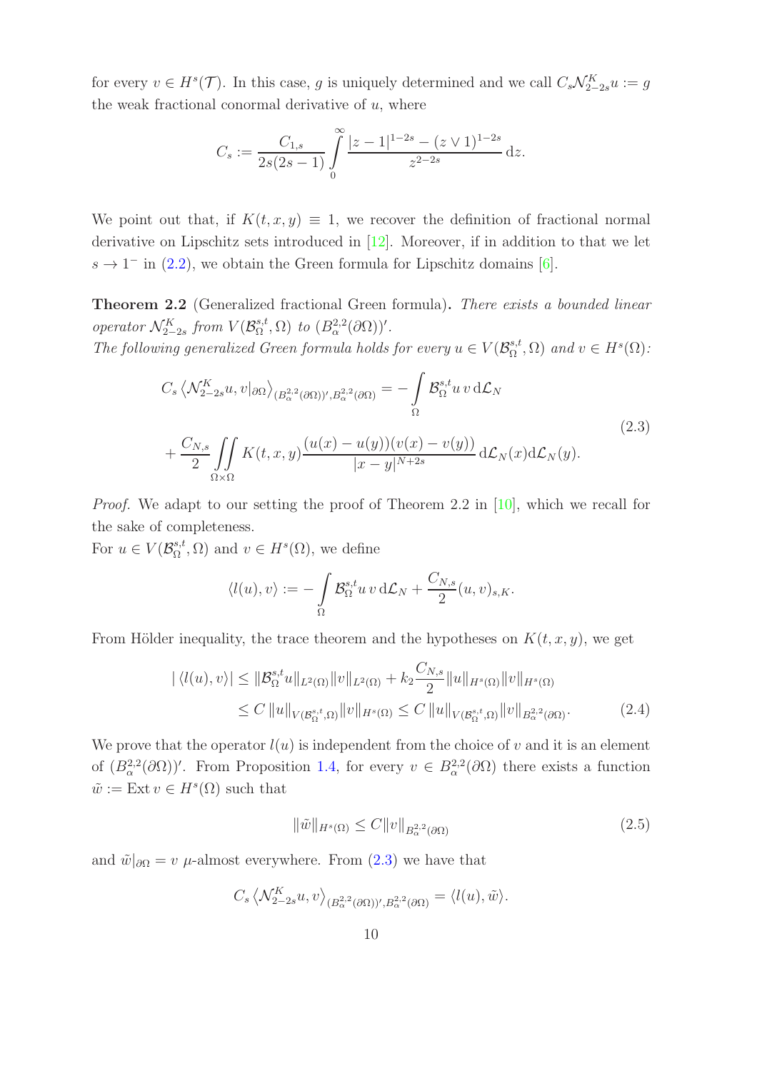for every $v \in H^s(\mathcal{T})$. In this case, $g$ is uniquely determined and we call $C_s \mathcal{N}^K_{2-2s} u := g$ the weak fractional conormal derivative of $u$, where

$$C_s := \frac{C_{1,s}}{2s(2s-1)} \int_0^\infty \frac{|z-1|^{1-2s} - (z \vee 1)^{1-2s}}{z^{2-2s}} \, \mathrm{d}z.$$

We point out that, if $K(t,x,y) \equiv 1$, we recover the definition of fractional normal derivative on Lipschitz sets introduced in [12]. Moreover, if in addition to that we let $s \to 1^-$ in (2.2), we obtain the Green formula for Lipschitz domains [6].

**Theorem 2.2** (Generalized fractional Green formula)**.** *There exists a bounded linear operator $\mathcal{N}^K_{2-2s}$ from $V(\mathcal{B}^{s,t}_\Omega, \Omega)$ to $(B^{2,2}_\alpha(\partial\Omega))'$.*
*The following generalized Green formula holds for every $u \in V(\mathcal{B}^{s,t}_\Omega, \Omega)$ and $v \in H^s(\Omega)$:*

$$\begin{aligned} C_s \left\langle \mathcal{N}^K_{2-2s} u, v|_{\partial\Omega} \right\rangle_{(B^{2,2}_\alpha(\partial\Omega))', B^{2,2}_\alpha(\partial\Omega)} &= - \int_\Omega \mathcal{B}^{s,t}_\Omega u \, v \, \mathrm{d}\mathcal{L}_N \\ &+ \frac{C_{N,s}}{2} \iint_{\Omega\times\Omega} K(t,x,y) \frac{(u(x)-u(y))(v(x)-v(y))}{|x-y|^{N+2s}} \, \mathrm{d}\mathcal{L}_N(x) \mathrm{d}\mathcal{L}_N(y). \end{aligned} \tag{2.3}$$

*Proof.* We adapt to our setting the proof of Theorem 2.2 in [10], which we recall for the sake of completeness.
For $u \in V(\mathcal{B}^{s,t}_\Omega, \Omega)$ and $v \in H^s(\Omega)$, we define

$$\langle l(u), v \rangle := - \int_\Omega \mathcal{B}^{s,t}_\Omega u \, v \, \mathrm{d}\mathcal{L}_N + \frac{C_{N,s}}{2} (u,v)_{s,K}.$$

From Hölder inequality, the trace theorem and the hypotheses on $K(t,x,y)$, we get

$$\begin{aligned} |\langle l(u), v \rangle| &\leq \|\mathcal{B}^{s,t}_\Omega u\|_{L^2(\Omega)} \|v\|_{L^2(\Omega)} + k_2 \frac{C_{N,s}}{2} \|u\|_{H^s(\Omega)} \|v\|_{H^s(\Omega)} \\ &\leq C \, \|u\|_{V(\mathcal{B}^{s,t}_\Omega, \Omega)} \|v\|_{H^s(\Omega)} \leq C \, \|u\|_{V(\mathcal{B}^{s,t}_\Omega, \Omega)} \|v\|_{B^{2,2}_\alpha(\partial\Omega)}. \end{aligned} \tag{2.4}$$

We prove that the operator $l(u)$ is independent from the choice of $v$ and it is an element of $(B^{2,2}_\alpha(\partial\Omega))'$. From Proposition 1.4, for every $v \in B^{2,2}_\alpha(\partial\Omega)$ there exists a function $\tilde{w} := \mathrm{Ext}\, v \in H^s(\Omega)$ such that

$$\|\tilde{w}\|_{H^s(\Omega)} \leq C \|v\|_{B^{2,2}_\alpha(\partial\Omega)} \tag{2.5}$$

and $\tilde{w}|_{\partial\Omega} = v$ $\mu$-almost everywhere. From (2.3) we have that

$$C_s \left\langle \mathcal{N}^K_{2-2s} u, v \right\rangle_{(B^{2,2}_\alpha(\partial\Omega))', B^{2,2}_\alpha(\partial\Omega)} = \langle l(u), \tilde{w} \rangle.$$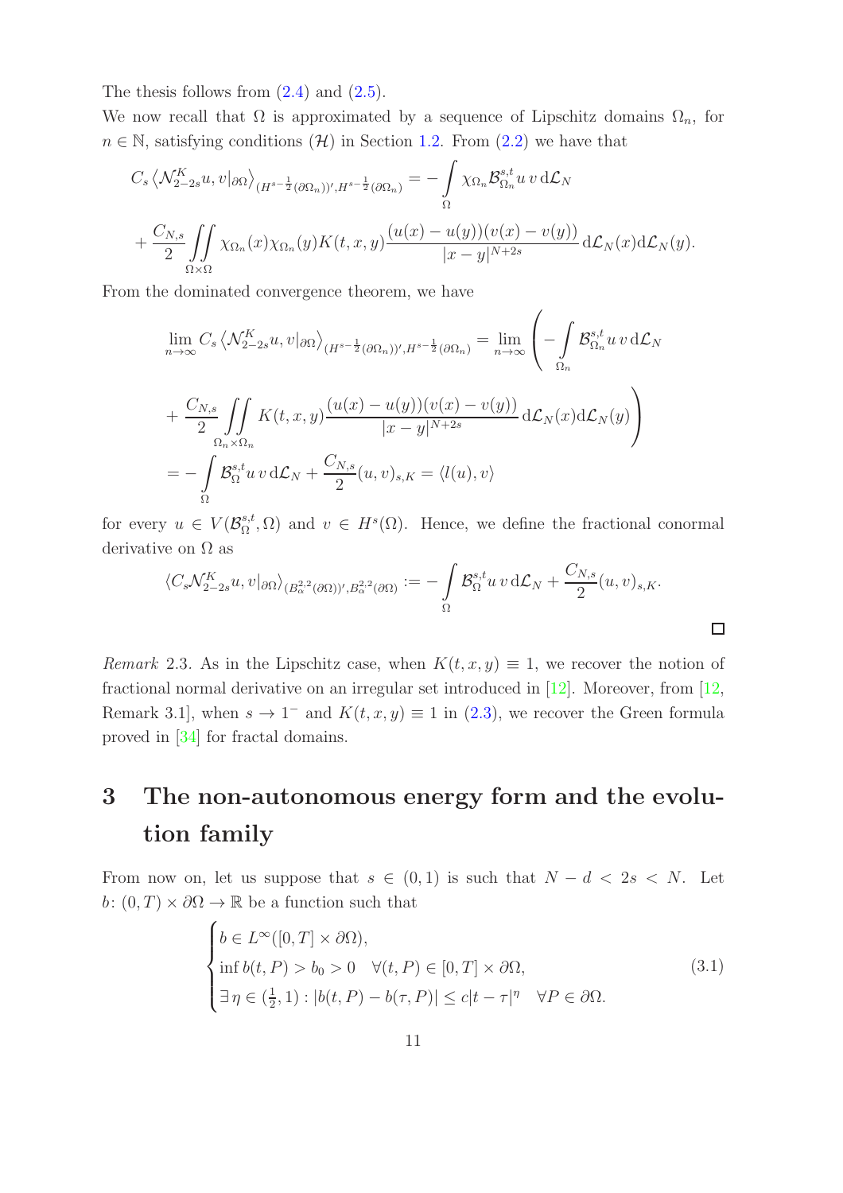The thesis follows from (2.4) and (2.5).

We now recall that $\Omega$ is approximated by a sequence of Lipschitz domains $\Omega_n$, for $n \in \mathbb{N}$, satisfying conditions $(\mathcal{H})$ in Section 1.2. From (2.2) we have that

$$C_s \left\langle \mathcal{N}^K_{2-2s} u, v|_{\partial\Omega} \right\rangle_{(H^{s-\frac{1}{2}}(\partial\Omega_n))', H^{s-\frac{1}{2}}(\partial\Omega_n)} = - \int\limits_{\Omega} \chi_{\Omega_n} \mathcal{B}^{s,t}_{\Omega_n} u \, v \, \mathrm{d}\mathcal{L}_N$$

$$+ \frac{C_{N,s}}{2} \iint\limits_{\Omega\times\Omega} \chi_{\Omega_n}(x)\chi_{\Omega_n}(y) K(t,x,y) \frac{(u(x)-u(y))(v(x)-v(y))}{|x-y|^{N+2s}} \, \mathrm{d}\mathcal{L}_N(x) \mathrm{d}\mathcal{L}_N(y).$$

From the dominated convergence theorem, we have

$$\lim_{n\to\infty} C_s \left\langle \mathcal{N}^K_{2-2s} u, v|_{\partial\Omega} \right\rangle_{(H^{s-\frac{1}{2}}(\partial\Omega_n))', H^{s-\frac{1}{2}}(\partial\Omega_n)} = \lim_{n\to\infty} \left( - \int\limits_{\Omega_n} \mathcal{B}^{s,t}_{\Omega_n} u \, v \, \mathrm{d}\mathcal{L}_N \right.$$

$$\left. + \frac{C_{N,s}}{2} \iint\limits_{\Omega_n\times\Omega_n} K(t,x,y) \frac{(u(x)-u(y))(v(x)-v(y))}{|x-y|^{N+2s}} \, \mathrm{d}\mathcal{L}_N(x) \mathrm{d}\mathcal{L}_N(y) \right)$$

$$= - \int\limits_{\Omega} \mathcal{B}^{s,t}_{\Omega} u \, v \, \mathrm{d}\mathcal{L}_N + \frac{C_{N,s}}{2} (u,v)_{s,K} = \langle l(u), v \rangle$$

for every $u \in V(\mathcal{B}^{s,t}_{\Omega}, \Omega)$ and $v \in H^s(\Omega)$. Hence, we define the fractional conormal derivative on $\Omega$ as

$$\langle C_s \mathcal{N}^K_{2-2s} u, v|_{\partial\Omega} \rangle_{(B^{2,2}_\alpha(\partial\Omega))', B^{2,2}_\alpha(\partial\Omega)} := - \int\limits_{\Omega} \mathcal{B}^{s,t}_{\Omega} u \, v \, \mathrm{d}\mathcal{L}_N + \frac{C_{N,s}}{2} (u,v)_{s,K}.$$

□

*Remark* 2.3. As in the Lipschitz case, when $K(t,x,y) \equiv 1$, we recover the notion of fractional normal derivative on an irregular set introduced in [12]. Moreover, from [12, Remark 3.1], when $s \to 1^-$ and $K(t,x,y) \equiv 1$ in (2.3), we recover the Green formula proved in [34] for fractal domains.

# 3 The non-autonomous energy form and the evolution family

From now on, let us suppose that $s \in (0,1)$ is such that $N - d < 2s < N$. Let $b \colon (0,T) \times \partial\Omega \to \mathbb{R}$ be a function such that

$$\begin{cases} b \in L^\infty([0,T] \times \partial\Omega), \\ \inf b(t,P) > b_0 > 0 \quad \forall (t,P) \in [0,T] \times \partial\Omega, \\ \exists\, \eta \in (\frac{1}{2}, 1) : |b(t,P) - b(\tau,P)| \leq c|t-\tau|^\eta \quad \forall P \in \partial\Omega. \end{cases} \tag{3.1}$$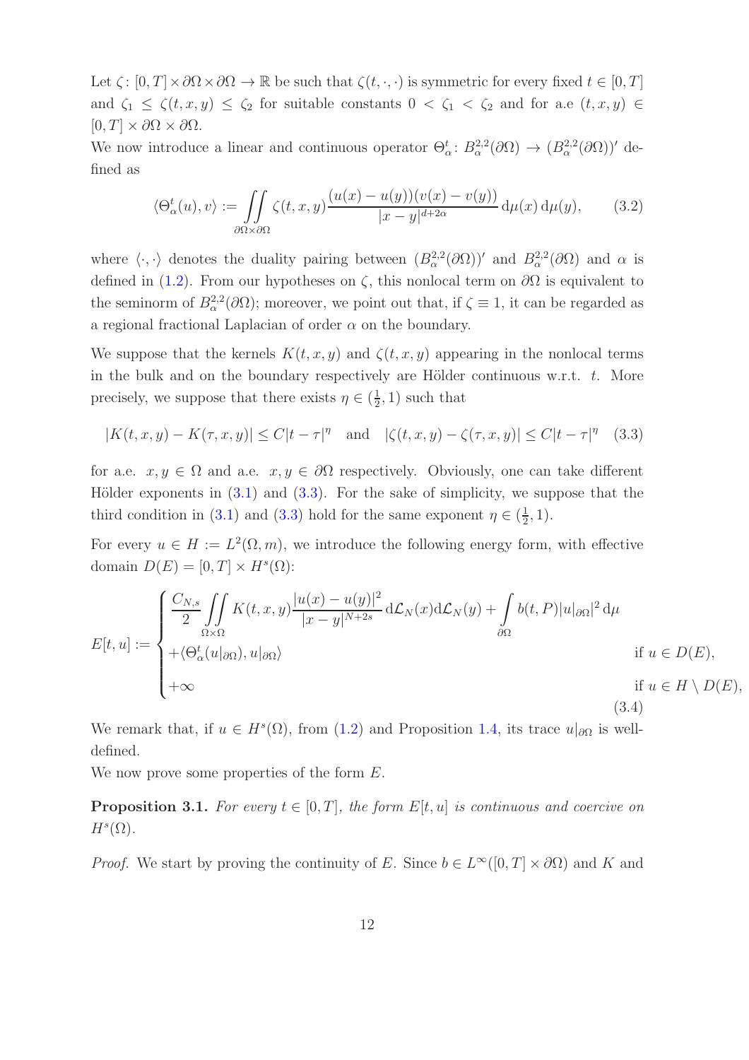Let $\zeta\colon [0,T]\times\partial\Omega\times\partial\Omega\to\mathbb{R}$ be such that $\zeta(t,\cdot,\cdot)$ is symmetric for every fixed $t\in[0,T]$ and $\zeta_1\leq\zeta(t,x,y)\leq\zeta_2$ for suitable constants $0<\zeta_1<\zeta_2$ and for a.e $(t,x,y)\in[0,T]\times\partial\Omega\times\partial\Omega$.

We now introduce a linear and continuous operator $\Theta^t_\alpha\colon B^{2,2}_\alpha(\partial\Omega)\to(B^{2,2}_\alpha(\partial\Omega))'$ defined as

$$\langle\Theta^t_\alpha(u),v\rangle:=\iint\limits_{\partial\Omega\times\partial\Omega}\zeta(t,x,y)\frac{(u(x)-u(y))(v(x)-v(y))}{|x-y|^{d+2\alpha}}\,\mathrm{d}\mu(x)\,\mathrm{d}\mu(y),\tag{3.2}$$

where $\langle\cdot,\cdot\rangle$ denotes the duality pairing between $(B^{2,2}_\alpha(\partial\Omega))'$ and $B^{2,2}_\alpha(\partial\Omega)$ and $\alpha$ is defined in (1.2). From our hypotheses on $\zeta$, this nonlocal term on $\partial\Omega$ is equivalent to the seminorm of $B^{2,2}_\alpha(\partial\Omega)$; moreover, we point out that, if $\zeta\equiv 1$, it can be regarded as a regional fractional Laplacian of order $\alpha$ on the boundary.

We suppose that the kernels $K(t,x,y)$ and $\zeta(t,x,y)$ appearing in the nonlocal terms in the bulk and on the boundary respectively are Hölder continuous w.r.t. $t$. More precisely, we suppose that there exists $\eta\in(\frac{1}{2},1)$ such that

$$|K(t,x,y)-K(\tau,x,y)|\leq C|t-\tau|^\eta\quad\text{and}\quad|\zeta(t,x,y)-\zeta(\tau,x,y)|\leq C|t-\tau|^\eta\tag{3.3}$$

for a.e. $x,y\in\Omega$ and a.e. $x,y\in\partial\Omega$ respectively. Obviously, one can take different Hölder exponents in (3.1) and (3.3). For the sake of simplicity, we suppose that the third condition in (3.1) and (3.3) hold for the same exponent $\eta\in(\frac{1}{2},1)$.

For every $u\in H:=L^2(\Omega,m)$, we introduce the following energy form, with effective domain $D(E)=[0,T]\times H^s(\Omega)$:

$$E[t,u]:=\begin{cases}\dfrac{C_{N,s}}{2}\displaystyle\iint\limits_{\Omega\times\Omega}K(t,x,y)\frac{|u(x)-u(y)|^2}{|x-y|^{N+2s}}\,\mathrm{d}\mathcal{L}_N(x)\mathrm{d}\mathcal{L}_N(y)+\int\limits_{\partial\Omega}b(t,P)|u|_{\partial\Omega}|^2\,\mathrm{d}\mu\\ +\langle\Theta^t_\alpha(u|_{\partial\Omega}),u|_{\partial\Omega}\rangle & \text{if } u\in D(E),\\ +\infty & \text{if } u\in H\setminus D(E),\end{cases}\tag{3.4}$$

We remark that, if $u\in H^s(\Omega)$, from (1.2) and Proposition 1.4, its trace $u|_{\partial\Omega}$ is well-defined.

We now prove some properties of the form $E$.

**Proposition 3.1.** *For every $t\in[0,T]$, the form $E[t,u]$ is continuous and coercive on $H^s(\Omega)$.*

*Proof.* We start by proving the continuity of $E$. Since $b\in L^\infty([0,T]\times\partial\Omega)$ and $K$ and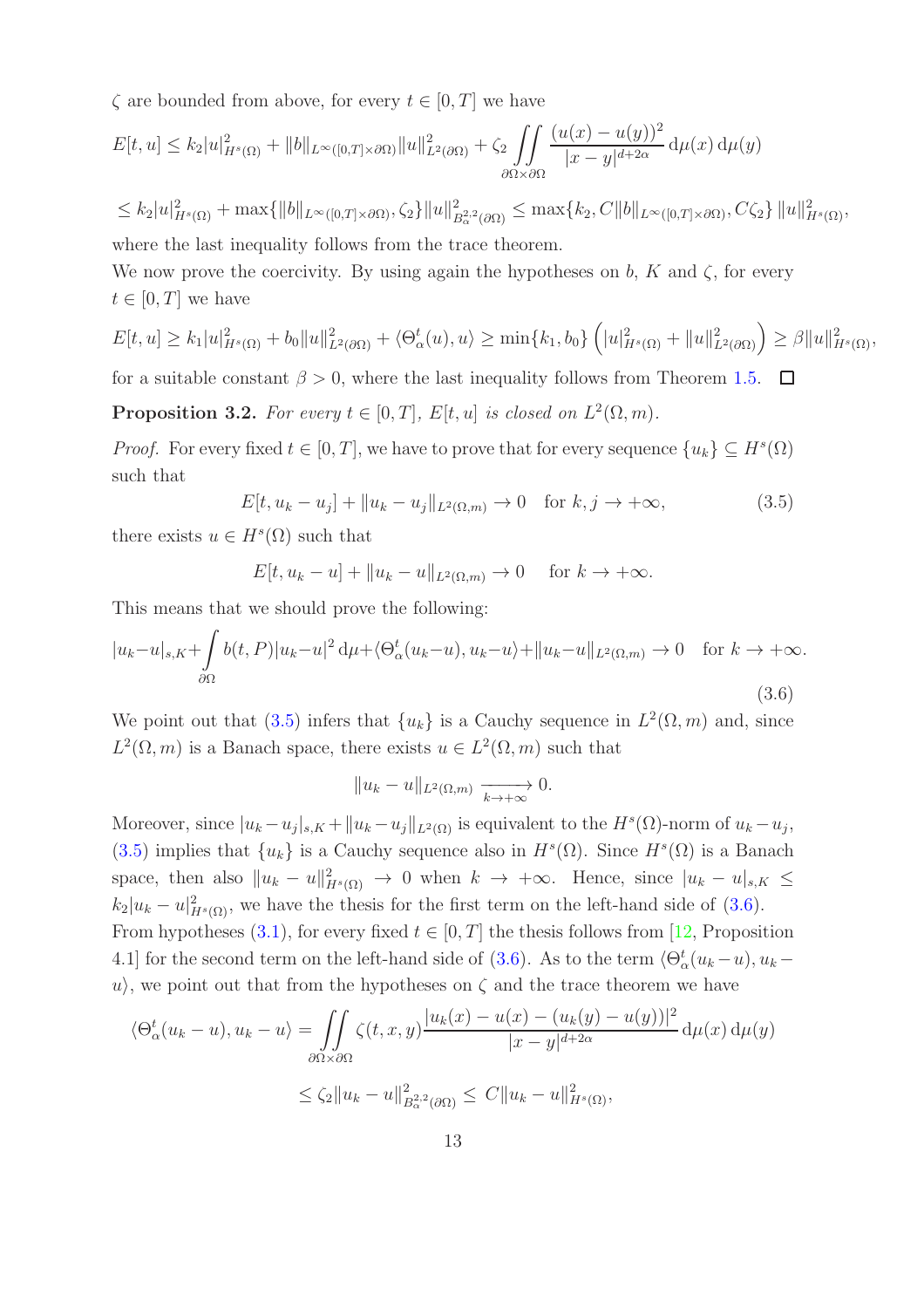$\zeta$ are bounded from above, for every $t \in [0,T]$ we have

$$E[t,u] \leq k_2 |u|^2_{H^s(\Omega)} + \|b\|_{L^\infty([0,T]\times\partial\Omega)} \|u\|^2_{L^2(\partial\Omega)} + \zeta_2 \iint\limits_{\partial\Omega\times\partial\Omega} \frac{(u(x)-u(y))^2}{|x-y|^{d+2\alpha}} \,\mathrm{d}\mu(x)\,\mathrm{d}\mu(y)$$

$$\leq k_2 |u|^2_{H^s(\Omega)} + \max\{\|b\|_{L^\infty([0,T]\times\partial\Omega)}, \zeta_2\} \|u\|^2_{B^{2,2}_\alpha(\partial\Omega)} \leq \max\{k_2, C\|b\|_{L^\infty([0,T]\times\partial\Omega)}, C\zeta_2\} \, \|u\|^2_{H^s(\Omega)},$$

where the last inequality follows from the trace theorem.

We now prove the coercivity. By using again the hypotheses on $b$, $K$ and $\zeta$, for every $t \in [0,T]$ we have

$$E[t,u] \geq k_1 |u|^2_{H^s(\Omega)} + b_0 \|u\|^2_{L^2(\partial\Omega)} + \langle \Theta^t_\alpha(u), u\rangle \geq \min\{k_1, b_0\} \left( |u|^2_{H^s(\Omega)} + \|u\|^2_{L^2(\partial\Omega)} \right) \geq \beta \|u\|^2_{H^s(\Omega)},$$

for a suitable constant $\beta > 0$, where the last inequality follows from Theorem 1.5. $\square$

**Proposition 3.2.** *For every $t \in [0,T]$, $E[t,u]$ is closed on $L^2(\Omega, m)$.*

*Proof.* For every fixed $t \in [0,T]$, we have to prove that for every sequence $\{u_k\} \subseteq H^s(\Omega)$ such that

$$E[t, u_k - u_j] + \|u_k - u_j\|_{L^2(\Omega,m)} \to 0 \quad \text{for } k, j \to +\infty, \tag{3.5}$$

there exists $u \in H^s(\Omega)$ such that

$$E[t, u_k - u] + \|u_k - u\|_{L^2(\Omega,m)} \to 0 \quad \text{ for } k \to +\infty.$$

This means that we should prove the following:

$$|u_k - u|_{s,K} + \int\limits_{\partial\Omega} b(t,P)|u_k - u|^2 \,\mathrm{d}\mu + \langle \Theta^t_\alpha(u_k - u), u_k - u\rangle + \|u_k - u\|_{L^2(\Omega,m)} \to 0 \quad \text{for } k \to +\infty. \tag{3.6}$$

We point out that (3.5) infers that $\{u_k\}$ is a Cauchy sequence in $L^2(\Omega, m)$ and, since $L^2(\Omega, m)$ is a Banach space, there exists $u \in L^2(\Omega, m)$ such that

$$\|u_k - u\|_{L^2(\Omega,m)} \xrightarrow[k\to+\infty]{} 0.$$

Moreover, since $|u_k - u_j|_{s,K} + \|u_k - u_j\|_{L^2(\Omega)}$ is equivalent to the $H^s(\Omega)$-norm of $u_k - u_j$, (3.5) implies that $\{u_k\}$ is a Cauchy sequence also in $H^s(\Omega)$. Since $H^s(\Omega)$ is a Banach space, then also $\|u_k - u\|^2_{H^s(\Omega)} \to 0$ when $k \to +\infty$. Hence, since $|u_k - u|_{s,K} \leq k_2 |u_k - u|^2_{H^s(\Omega)}$, we have the thesis for the first term on the left-hand side of (3.6).

From hypotheses (3.1), for every fixed $t \in [0,T]$ the thesis follows from [12, Proposition 4.1] for the second term on the left-hand side of (3.6). As to the term $\langle \Theta^t_\alpha(u_k - u), u_k - u\rangle$, we point out that from the hypotheses on $\zeta$ and the trace theorem we have

$$\langle \Theta^t_\alpha(u_k - u), u_k - u\rangle = \iint\limits_{\partial\Omega\times\partial\Omega} \zeta(t,x,y) \frac{|u_k(x) - u(x) - (u_k(y) - u(y))|^2}{|x-y|^{d+2\alpha}} \,\mathrm{d}\mu(x)\,\mathrm{d}\mu(y)$$

$$\leq \zeta_2 \|u_k - u\|^2_{B^{2,2}_\alpha(\partial\Omega)} \leq C \|u_k - u\|^2_{H^s(\Omega)},$$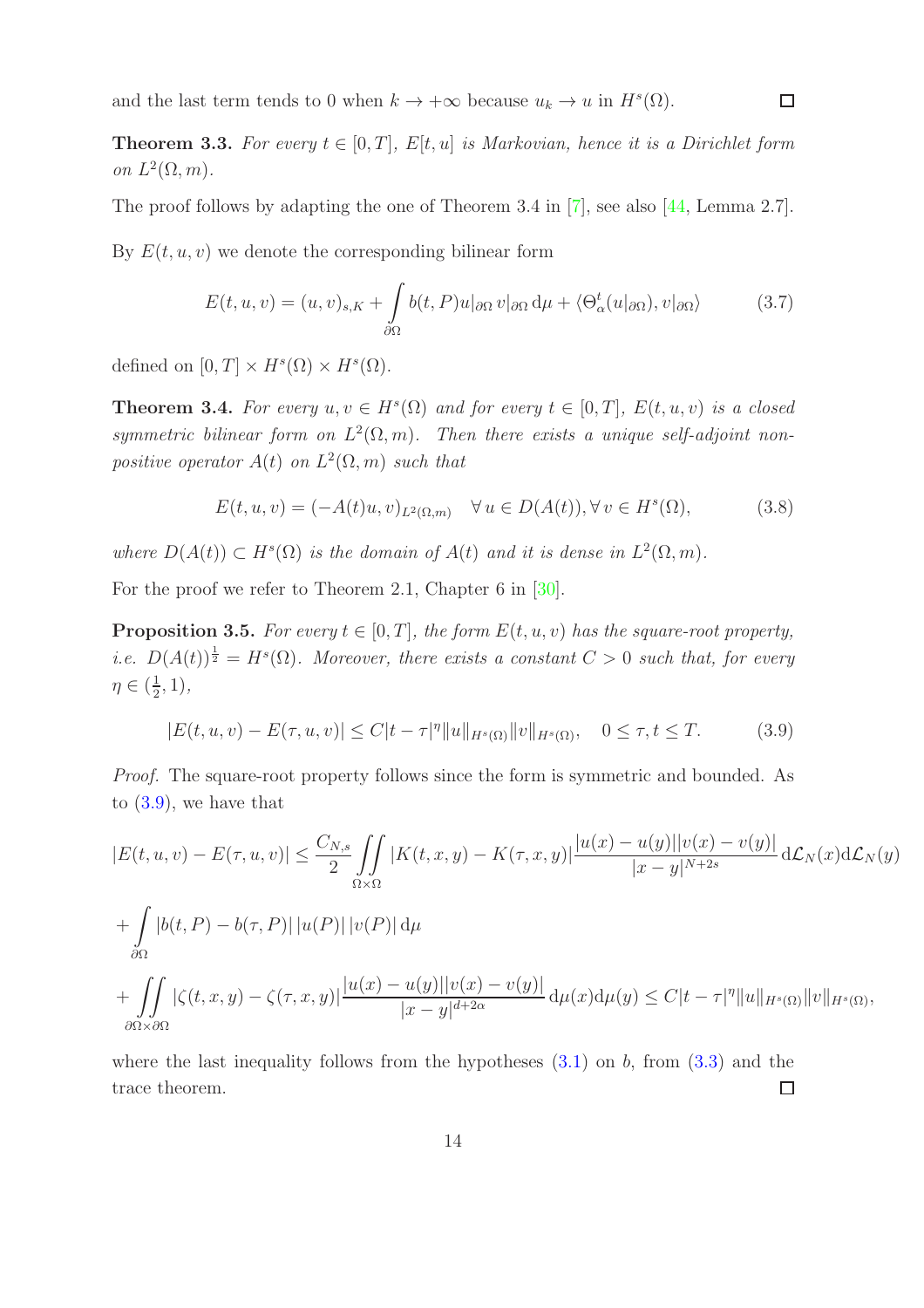and the last term tends to 0 when $k \to +\infty$ because $u_k \to u$ in $H^s(\Omega)$. ◻

**Theorem 3.3.** *For every $t \in [0,T]$, $E[t,u]$ is Markovian, hence it is a Dirichlet form on $L^2(\Omega, m)$.*

The proof follows by adapting the one of Theorem 3.4 in [7], see also [44, Lemma 2.7].

By $E(t,u,v)$ we denote the corresponding bilinear form

$$E(t,u,v) = (u,v)_{s,K} + \int_{\partial\Omega} b(t,P) u|_{\partial\Omega}\, v|_{\partial\Omega}\, \mathrm{d}\mu + \langle \Theta^t_\alpha(u|_{\partial\Omega}), v|_{\partial\Omega}\rangle \tag{3.7}$$

defined on $[0,T] \times H^s(\Omega) \times H^s(\Omega)$.

**Theorem 3.4.** *For every $u, v \in H^s(\Omega)$ and for every $t \in [0,T]$, $E(t,u,v)$ is a closed symmetric bilinear form on $L^2(\Omega, m)$. Then there exists a unique self-adjoint non-positive operator $A(t)$ on $L^2(\Omega, m)$ such that*

$$E(t,u,v) = (-A(t)u, v)_{L^2(\Omega,m)} \quad \forall\, u \in D(A(t)), \forall\, v \in H^s(\Omega), \tag{3.8}$$

*where $D(A(t)) \subset H^s(\Omega)$ is the domain of $A(t)$ and it is dense in $L^2(\Omega, m)$.*

For the proof we refer to Theorem 2.1, Chapter 6 in [30].

**Proposition 3.5.** *For every $t \in [0,T]$, the form $E(t,u,v)$ has the square-root property, i.e. $D(A(t))^{\frac{1}{2}} = H^s(\Omega)$. Moreover, there exists a constant $C > 0$ such that, for every $\eta \in (\frac{1}{2}, 1)$,*

$$|E(t,u,v) - E(\tau,u,v)| \leq C|t-\tau|^\eta \|u\|_{H^s(\Omega)} \|v\|_{H^s(\Omega)}, \quad 0 \leq \tau, t \leq T. \tag{3.9}$$

*Proof.* The square-root property follows since the form is symmetric and bounded. As to (3.9), we have that

$$\begin{aligned}
|E(t,u,v) - E(\tau,u,v)| &\leq \frac{C_{N,s}}{2} \iint_{\Omega\times\Omega} |K(t,x,y) - K(\tau,x,y)| \frac{|u(x)-u(y)||v(x)-v(y)|}{|x-y|^{N+2s}}\, \mathrm{d}\mathcal{L}_N(x)\mathrm{d}\mathcal{L}_N(y) \\
&+ \int_{\partial\Omega} |b(t,P) - b(\tau,P)|\, |u(P)|\, |v(P)|\, \mathrm{d}\mu \\
&+ \iint_{\partial\Omega\times\partial\Omega} |\zeta(t,x,y) - \zeta(\tau,x,y)| \frac{|u(x)-u(y)||v(x)-v(y)|}{|x-y|^{d+2\alpha}}\, \mathrm{d}\mu(x)\mathrm{d}\mu(y) \leq C|t-\tau|^\eta \|u\|_{H^s(\Omega)} \|v\|_{H^s(\Omega)},
\end{aligned}$$

where the last inequality follows from the hypotheses (3.1) on $b$, from (3.3) and the trace theorem. ◻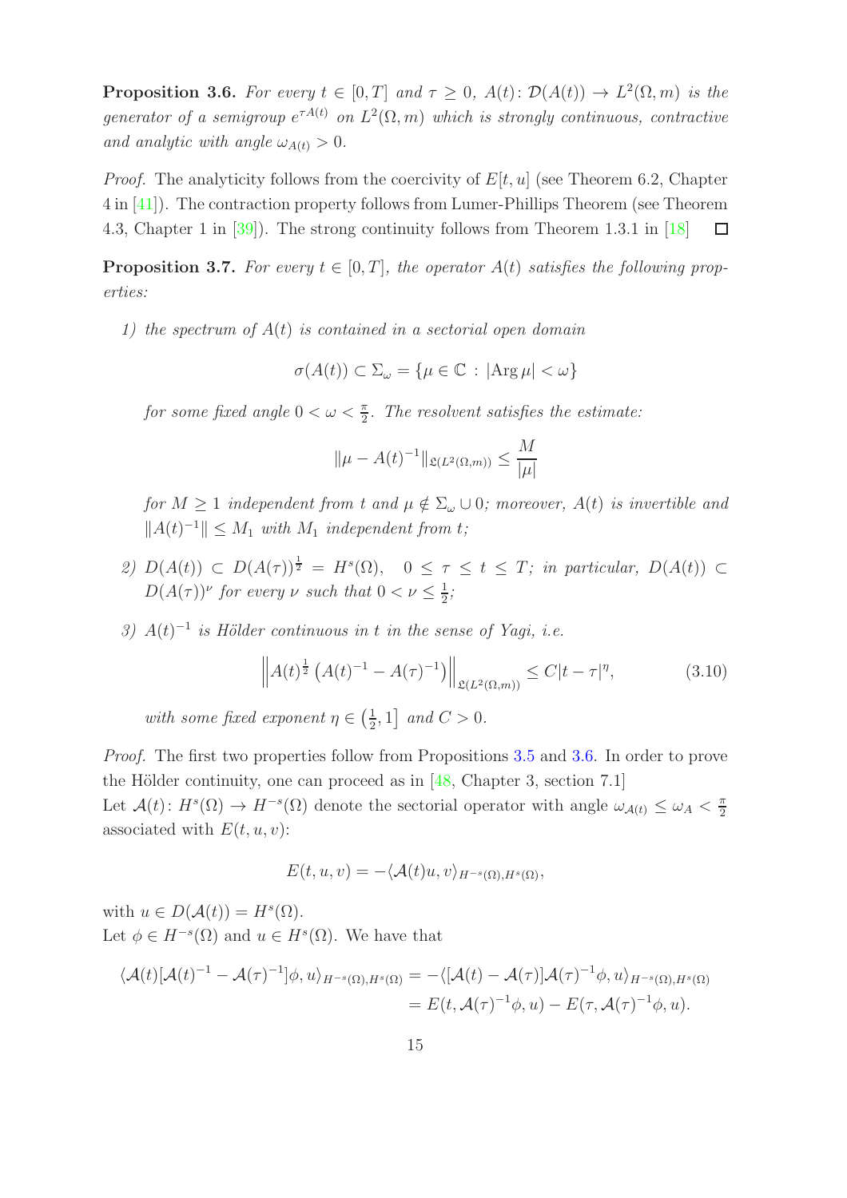**Proposition 3.6.** *For every $t \in [0,T]$ and $\tau \geq 0$, $A(t)\colon \mathcal{D}(A(t)) \to L^2(\Omega,m)$ is the generator of a semigroup $e^{\tau A(t)}$ on $L^2(\Omega,m)$ which is strongly continuous, contractive and analytic with angle $\omega_{A(t)} > 0$.*

*Proof.* The analyticity follows from the coercivity of $E[t,u]$ (see Theorem 6.2, Chapter 4 in [41]). The contraction property follows from Lumer-Phillips Theorem (see Theorem 4.3, Chapter 1 in [39]). The strong continuity follows from Theorem 1.3.1 in [18] $\square$

**Proposition 3.7.** *For every $t \in [0,T]$, the operator $A(t)$ satisfies the following properties:*

*1) the spectrum of $A(t)$ is contained in a sectorial open domain*

$$\sigma(A(t)) \subset \Sigma_\omega = \{\mu \in \mathbb{C} \,:\, |\text{Arg}\,\mu| < \omega\}$$

*for some fixed angle $0 < \omega < \frac{\pi}{2}$. The resolvent satisfies the estimate:*

$$\|\mu - A(t)^{-1}\|_{\mathfrak{L}(L^2(\Omega,m))} \leq \frac{M}{|\mu|}$$

*for $M \geq 1$ independent from $t$ and $\mu \notin \Sigma_\omega \cup 0$; moreover, $A(t)$ is invertible and $\|A(t)^{-1}\| \leq M_1$ with $M_1$ independent from $t$;*

*2) $D(A(t)) \subset D(A(\tau))^{\frac{1}{2}} = H^s(\Omega)$, $\quad 0 \leq \tau \leq t \leq T$; in particular, $D(A(t)) \subset D(A(\tau))^\nu$ for every $\nu$ such that $0 < \nu \leq \frac{1}{2}$;*

*3) $A(t)^{-1}$ is Hölder continuous in $t$ in the sense of Yagi, i.e.*

$$\left\| A(t)^{\frac{1}{2}} \left( A(t)^{-1} - A(\tau)^{-1} \right) \right\|_{\mathfrak{L}(L^2(\Omega,m))} \leq C|t-\tau|^\eta, \tag{3.10}$$

*with some fixed exponent $\eta \in \left(\frac{1}{2}, 1\right]$ and $C > 0$.*

*Proof.* The first two properties follow from Propositions 3.5 and 3.6. In order to prove the Hölder continuity, one can proceed as in [48, Chapter 3, section 7.1]

Let $\mathcal{A}(t)\colon H^s(\Omega) \to H^{-s}(\Omega)$ denote the sectorial operator with angle $\omega_{\mathcal{A}(t)} \leq \omega_A < \frac{\pi}{2}$ associated with $E(t,u,v)$:

$$E(t,u,v) = -\langle \mathcal{A}(t)u, v\rangle_{H^{-s}(\Omega),H^s(\Omega)},$$

with $u \in D(\mathcal{A}(t)) = H^s(\Omega)$.

Let $\phi \in H^{-s}(\Omega)$ and $u \in H^s(\Omega)$. We have that

$$\begin{aligned}
\langle \mathcal{A}(t)[\mathcal{A}(t)^{-1} - \mathcal{A}(\tau)^{-1}]\phi, u\rangle_{H^{-s}(\Omega),H^s(\Omega)} &= -\langle [\mathcal{A}(t) - \mathcal{A}(\tau)]\mathcal{A}(\tau)^{-1}\phi, u\rangle_{H^{-s}(\Omega),H^s(\Omega)} \\
&= E(t, \mathcal{A}(\tau)^{-1}\phi, u) - E(\tau, \mathcal{A}(\tau)^{-1}\phi, u).
\end{aligned}$$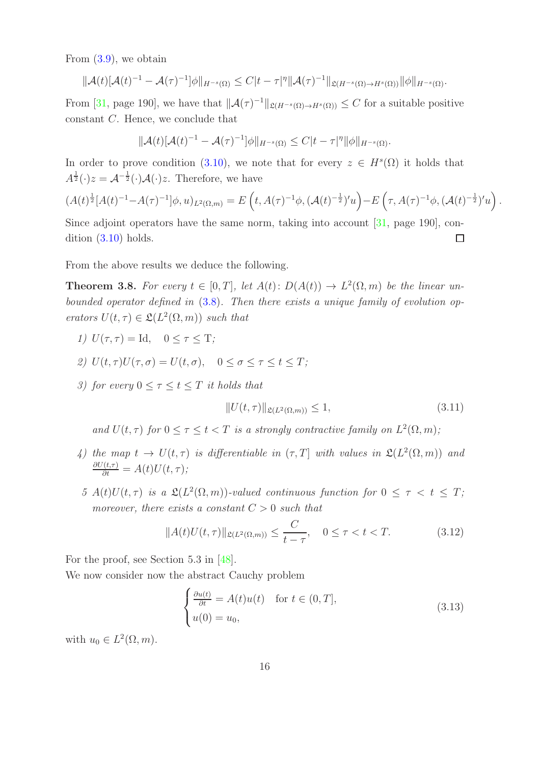From (3.9), we obtain

$$\|\mathcal{A}(t)[\mathcal{A}(t)^{-1} - \mathcal{A}(\tau)^{-1}]\phi\|_{H^{-s}(\Omega)} \leq C|t-\tau|^{\eta}\|\mathcal{A}(\tau)^{-1}\|_{\mathfrak{L}(H^{-s}(\Omega)\to H^{s}(\Omega))}\|\phi\|_{H^{-s}(\Omega)}.$$

From [31, page 190], we have that $\|\mathcal{A}(\tau)^{-1}\|_{\mathfrak{L}(H^{-s}(\Omega)\to H^{s}(\Omega))} \leq C$ for a suitable positive constant $C$. Hence, we conclude that

$$\|\mathcal{A}(t)[\mathcal{A}(t)^{-1} - \mathcal{A}(\tau)^{-1}]\phi\|_{H^{-s}(\Omega)} \leq C|t-\tau|^{\eta}\|\phi\|_{H^{-s}(\Omega)}.$$

In order to prove condition (3.10), we note that for every $z \in H^s(\Omega)$ it holds that $A^{\frac{1}{2}}(\cdot)z = \mathcal{A}^{-\frac{1}{2}}(\cdot)\mathcal{A}(\cdot)z$. Therefore, we have

$$(A(t)^{\frac{1}{2}}[A(t)^{-1} - A(\tau)^{-1}]\phi, u)_{L^2(\Omega,m)} = E\left(t, A(\tau)^{-1}\phi, (\mathcal{A}(t)^{-\frac{1}{2}})'u\right) - E\left(\tau, A(\tau)^{-1}\phi, (\mathcal{A}(t)^{-\frac{1}{2}})'u\right).$$

Since adjoint operators have the same norm, taking into account [31, page 190], condition (3.10) holds. □

From the above results we deduce the following.

**Theorem 3.8.** *For every $t \in [0, T]$, let $A(t) \colon D(A(t)) \to L^2(\Omega, m)$ be the linear unbounded operator defined in (3.8). Then there exists a unique family of evolution operators $U(t, \tau) \in \mathfrak{L}(L^2(\Omega, m))$ such that*

1) $U(\tau, \tau) = \mathrm{Id}, \quad 0 \leq \tau \leq \mathrm{T}$;

2) $U(t, \tau)U(\tau, \sigma) = U(t, \sigma), \quad 0 \leq \sigma \leq \tau \leq t \leq T$;

3) *for every $0 \leq \tau \leq t \leq T$ it holds that*

$$\|U(t, \tau)\|_{\mathfrak{L}(L^2(\Omega,m))} \leq 1, \tag{3.11}$$

*and $U(t, \tau)$ for $0 \leq \tau \leq t < T$ is a strongly contractive family on $L^2(\Omega, m)$;*

4) *the map $t \to U(t, \tau)$ is differentiable in $(\tau, T]$ with values in $\mathfrak{L}(L^2(\Omega, m))$ and $\frac{\partial U(t,\tau)}{\partial t} = A(t)U(t, \tau)$;*

5 *$A(t)U(t, \tau)$ is a $\mathfrak{L}(L^2(\Omega, m))$-valued continuous function for $0 \leq \tau < t \leq T$; moreover, there exists a constant $C > 0$ such that*

$$\|A(t)U(t, \tau)\|_{\mathfrak{L}(L^2(\Omega,m))} \leq \frac{C}{t-\tau}, \quad 0 \leq \tau < t < T. \tag{3.12}$$

For the proof, see Section 5.3 in [48].

We now consider now the abstract Cauchy problem

$$\begin{cases} \frac{\partial u(t)}{\partial t} = A(t)u(t) & \text{for } t \in (0, T], \\ u(0) = u_0, \end{cases} \tag{3.13}$$

with $u_0 \in L^2(\Omega, m)$.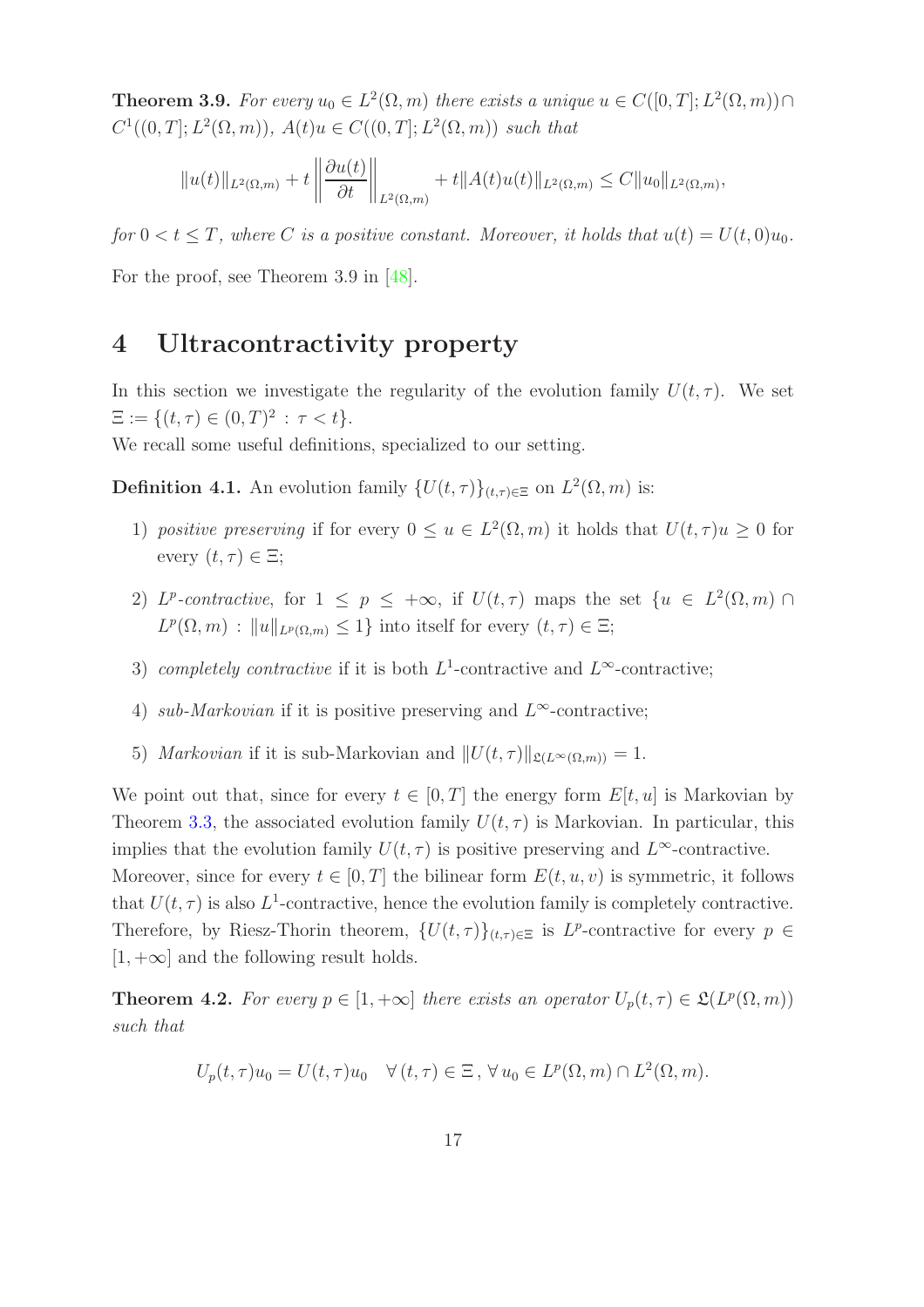**Theorem 3.9.** *For every $u_0 \in L^2(\Omega, m)$ there exists a unique $u \in C([0,T]; L^2(\Omega, m)) \cap C^1((0,T]; L^2(\Omega, m))$, $A(t)u \in C((0,T]; L^2(\Omega, m))$ such that*

$$\|u(t)\|_{L^2(\Omega,m)} + t \left\| \frac{\partial u(t)}{\partial t} \right\|_{L^2(\Omega,m)} + t\|A(t)u(t)\|_{L^2(\Omega,m)} \leq C\|u_0\|_{L^2(\Omega,m)},$$

*for $0 < t \leq T$, where $C$ is a positive constant. Moreover, it holds that $u(t) = U(t,0)u_0$.*

For the proof, see Theorem 3.9 in [48].

# 4 Ultracontractivity property

In this section we investigate the regularity of the evolution family $U(t,\tau)$. We set $\Xi := \{(t,\tau) \in (0,T)^2 \,:\, \tau < t\}$.
We recall some useful definitions, specialized to our setting.

**Definition 4.1.** An evolution family $\{U(t,\tau)\}_{(t,\tau)\in\Xi}$ on $L^2(\Omega, m)$ is:

1) *positive preserving* if for every $0 \leq u \in L^2(\Omega, m)$ it holds that $U(t,\tau)u \geq 0$ for every $(t,\tau) \in \Xi$;

2) *$L^p$-contractive*, for $1 \leq p \leq +\infty$, if $U(t,\tau)$ maps the set $\{u \in L^2(\Omega, m) \cap L^p(\Omega, m) \,:\, \|u\|_{L^p(\Omega,m)} \leq 1\}$ into itself for every $(t,\tau) \in \Xi$;

3) *completely contractive* if it is both $L^1$-contractive and $L^\infty$-contractive;

4) *sub-Markovian* if it is positive preserving and $L^\infty$-contractive;

5) *Markovian* if it is sub-Markovian and $\|U(t,\tau)\|_{\mathfrak{L}(L^\infty(\Omega,m))} = 1$.

We point out that, since for every $t \in [0,T]$ the energy form $E[t,u]$ is Markovian by Theorem 3.3, the associated evolution family $U(t,\tau)$ is Markovian. In particular, this implies that the evolution family $U(t,\tau)$ is positive preserving and $L^\infty$-contractive.
Moreover, since for every $t \in [0,T]$ the bilinear form $E(t,u,v)$ is symmetric, it follows that $U(t,\tau)$ is also $L^1$-contractive, hence the evolution family is completely contractive. Therefore, by Riesz-Thorin theorem, $\{U(t,\tau)\}_{(t,\tau)\in\Xi}$ is $L^p$-contractive for every $p \in [1,+\infty]$ and the following result holds.

**Theorem 4.2.** *For every $p \in [1,+\infty]$ there exists an operator $U_p(t,\tau) \in \mathfrak{L}(L^p(\Omega, m))$ such that*

$$U_p(t,\tau)u_0 = U(t,\tau)u_0 \quad \forall\,(t,\tau) \in \Xi\,,\, \forall\, u_0 \in L^p(\Omega, m) \cap L^2(\Omega, m).$$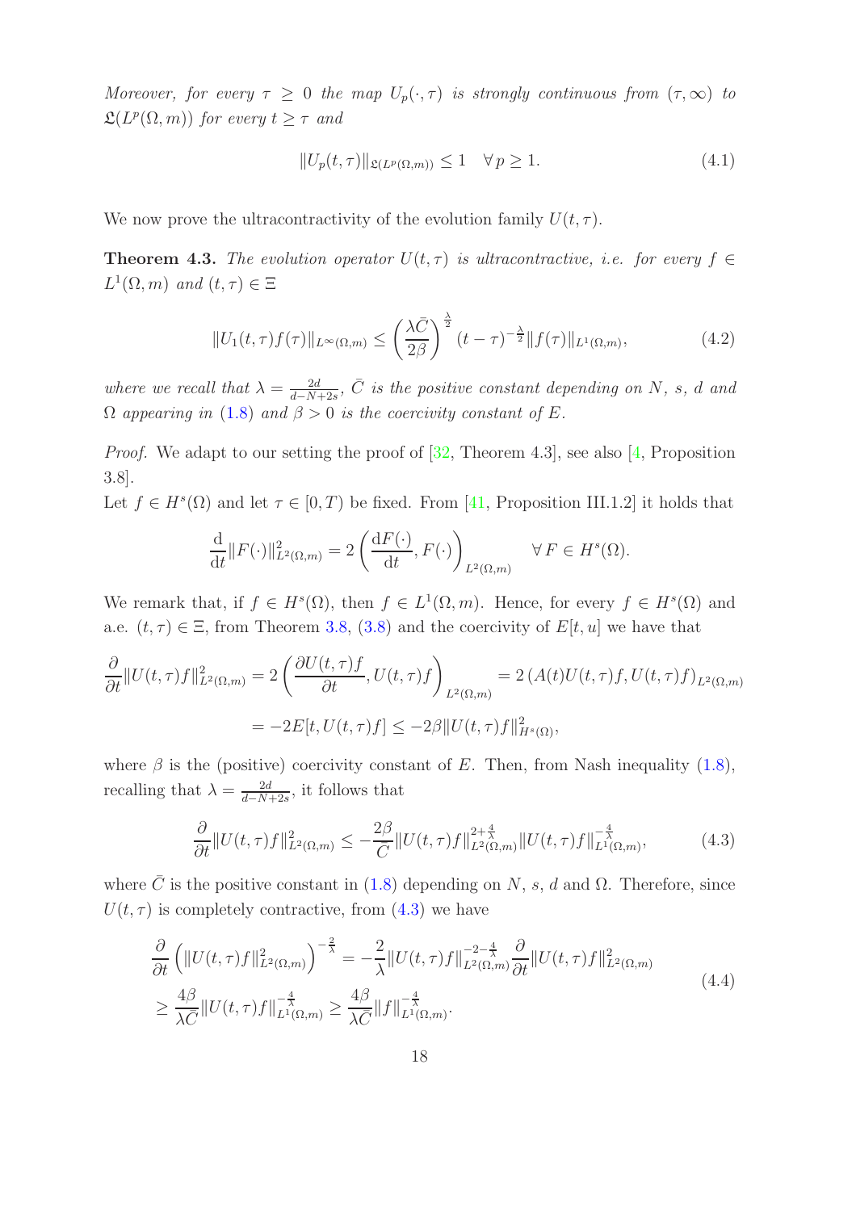*Moreover, for every $\tau \geq 0$ the map $U_p(\cdot,\tau)$ is strongly continuous from $(\tau,\infty)$ to $\mathfrak{L}(L^p(\Omega,m))$ for every $t \geq \tau$ and*

$$\|U_p(t,\tau)\|_{\mathfrak{L}(L^p(\Omega,m))} \leq 1 \quad \forall\, p \geq 1. \tag{4.1}$$

We now prove the ultracontractivity of the evolution family $U(t,\tau)$.

**Theorem 4.3.** *The evolution operator $U(t,\tau)$ is ultracontractive, i.e. for every $f \in L^1(\Omega,m)$ and $(t,\tau) \in \Xi$*

$$\|U_1(t,\tau)f(\tau)\|_{L^\infty(\Omega,m)} \leq \left(\frac{\lambda\bar{C}}{2\beta}\right)^{\frac{\lambda}{2}} (t-\tau)^{-\frac{\lambda}{2}} \|f(\tau)\|_{L^1(\Omega,m)}, \tag{4.2}$$

*where we recall that $\lambda = \frac{2d}{d-N+2s}$, $\bar{C}$ is the positive constant depending on $N$, $s$, $d$ and $\Omega$ appearing in (1.8) and $\beta > 0$ is the coercivity constant of $E$.*

*Proof.* We adapt to our setting the proof of [32, Theorem 4.3], see also [4, Proposition 3.8].

Let $f \in H^s(\Omega)$ and let $\tau \in [0,T)$ be fixed. From [41, Proposition III.1.2] it holds that

$$\frac{\mathrm{d}}{\mathrm{dt}}\|F(\cdot)\|^2_{L^2(\Omega,m)} = 2\left(\frac{\mathrm{d}F(\cdot)}{\mathrm{dt}}, F(\cdot)\right)_{L^2(\Omega,m)} \quad \forall\, F \in H^s(\Omega).$$

We remark that, if $f \in H^s(\Omega)$, then $f \in L^1(\Omega,m)$. Hence, for every $f \in H^s(\Omega)$ and a.e. $(t,\tau) \in \Xi$, from Theorem 3.8, (3.8) and the coercivity of $E[t,u]$ we have that

$$\begin{aligned}
\frac{\partial}{\partial t}\|U(t,\tau)f\|^2_{L^2(\Omega,m)} &= 2\left(\frac{\partial U(t,\tau)f}{\partial t}, U(t,\tau)f\right)_{L^2(\Omega,m)} = 2\left(A(t)U(t,\tau)f, U(t,\tau)f\right)_{L^2(\Omega,m)} \\
&= -2E[t, U(t,\tau)f] \leq -2\beta\|U(t,\tau)f\|^2_{H^s(\Omega)},
\end{aligned}$$

where $\beta$ is the (positive) coercivity constant of $E$. Then, from Nash inequality (1.8), recalling that $\lambda = \frac{2d}{d-N+2s}$, it follows that

$$\frac{\partial}{\partial t}\|U(t,\tau)f\|^2_{L^2(\Omega,m)} \leq -\frac{2\beta}{\bar{C}}\|U(t,\tau)f\|^{2+\frac{4}{\lambda}}_{L^2(\Omega,m)}\|U(t,\tau)f\|^{-\frac{4}{\lambda}}_{L^1(\Omega,m)}, \tag{4.3}$$

where $\bar{C}$ is the positive constant in (1.8) depending on $N$, $s$, $d$ and $\Omega$. Therefore, since $U(t,\tau)$ is completely contractive, from (4.3) we have

$$\begin{aligned}
&\frac{\partial}{\partial t}\left(\|U(t,\tau)f\|^2_{L^2(\Omega,m)}\right)^{-\frac{2}{\lambda}} = -\frac{2}{\lambda}\|U(t,\tau)f\|^{-2-\frac{4}{\lambda}}_{L^2(\Omega,m)}\frac{\partial}{\partial t}\|U(t,\tau)f\|^2_{L^2(\Omega,m)} \\
&\geq \frac{4\beta}{\lambda\bar{C}}\|U(t,\tau)f\|^{-\frac{4}{\lambda}}_{L^1(\Omega,m)} \geq \frac{4\beta}{\lambda\bar{C}}\|f\|^{-\frac{4}{\lambda}}_{L^1(\Omega,m)}.
\end{aligned} \tag{4.4}$$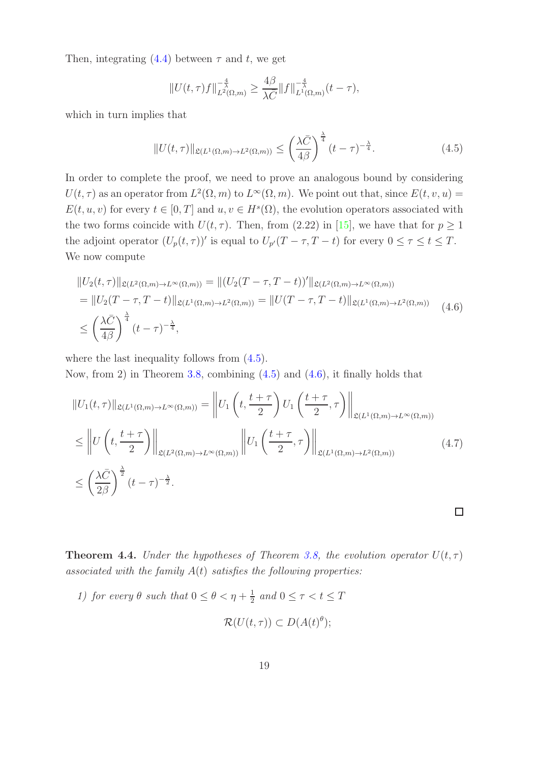Then, integrating (4.4) between $\tau$ and $t$, we get

$$\|U(t,\tau)f\|_{L^2(\Omega,m)}^{-\frac{4}{\lambda}} \geq \frac{4\beta}{\lambda \bar{C}} \|f\|_{L^1(\Omega,m)}^{-\frac{4}{\lambda}} (t-\tau),$$

which in turn implies that

$$\|U(t,\tau)\|_{\mathfrak{L}(L^1(\Omega,m)\to L^2(\Omega,m))} \leq \left(\frac{\lambda \bar{C}}{4\beta}\right)^{\frac{\lambda}{4}} (t-\tau)^{-\frac{\lambda}{4}}. \tag{4.5}$$

In order to complete the proof, we need to prove an analogous bound by considering $U(t,\tau)$ as an operator from $L^2(\Omega,m)$ to $L^\infty(\Omega,m)$. We point out that, since $E(t,v,u) = E(t,u,v)$ for every $t\in[0,T]$ and $u,v\in H^s(\Omega)$, the evolution operators associated with the two forms coincide with $U(t,\tau)$. Then, from (2.22) in [15], we have that for $p\geq 1$ the adjoint operator $(U_p(t,\tau))'$ is equal to $U_{p'}(T-\tau,T-t)$ for every $0\leq\tau\leq t\leq T$. We now compute

$$\begin{aligned}
&\|U_2(t,\tau)\|_{\mathfrak{L}(L^2(\Omega,m)\to L^\infty(\Omega,m))} = \|(U_2(T-\tau,T-t))'\|_{\mathfrak{L}(L^2(\Omega,m)\to L^\infty(\Omega,m))} \\
&= \|U_2(T-\tau,T-t)\|_{\mathfrak{L}(L^1(\Omega,m)\to L^2(\Omega,m))} = \|U(T-\tau,T-t)\|_{\mathfrak{L}(L^1(\Omega,m)\to L^2(\Omega,m))} \\
&\leq \left(\frac{\lambda \bar{C}}{4\beta}\right)^{\frac{\lambda}{4}} (t-\tau)^{-\frac{\lambda}{4}},
\end{aligned} \tag{4.6}$$

where the last inequality follows from (4.5).

Now, from 2) in Theorem 3.8, combining (4.5) and (4.6), it finally holds that

$$\begin{aligned}
&\|U_1(t,\tau)\|_{\mathfrak{L}(L^1(\Omega,m)\to L^\infty(\Omega,m))} = \left\|U_1\left(t,\frac{t+\tau}{2}\right)U_1\left(\frac{t+\tau}{2},\tau\right)\right\|_{\mathfrak{L}(L^1(\Omega,m)\to L^\infty(\Omega,m))} \\
&\leq \left\|U\left(t,\frac{t+\tau}{2}\right)\right\|_{\mathfrak{L}(L^2(\Omega,m)\to L^\infty(\Omega,m))} \left\|U_1\left(\frac{t+\tau}{2},\tau\right)\right\|_{\mathfrak{L}(L^1(\Omega,m)\to L^2(\Omega,m))} \\
&\leq \left(\frac{\lambda \bar{C}}{2\beta}\right)^{\frac{\lambda}{2}} (t-\tau)^{-\frac{\lambda}{2}}.
\end{aligned} \tag{4.7}$$

□

**Theorem 4.4.** *Under the hypotheses of Theorem 3.8, the evolution operator $U(t,\tau)$ associated with the family $A(t)$ satisfies the following properties:*

*1) for every $\theta$ such that $0\leq\theta<\eta+\frac{1}{2}$ and $0\leq\tau<t\leq T$*

$$\mathcal{R}(U(t,\tau)) \subset D(A(t)^\theta);$$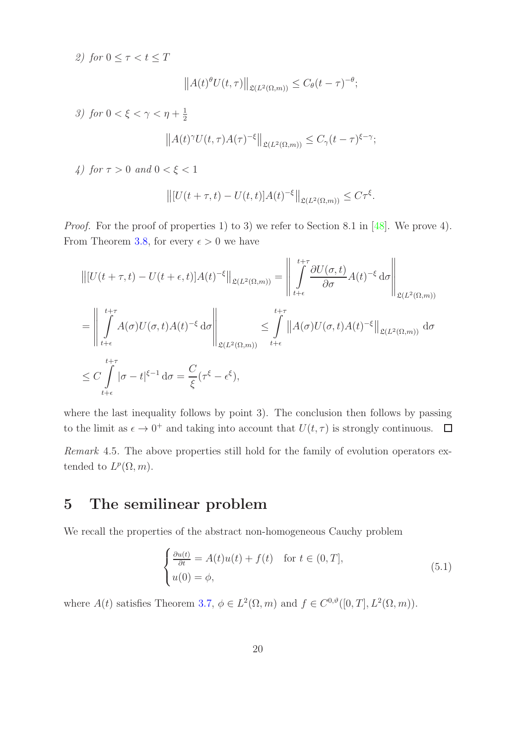*2) for* $0 \leq \tau < t \leq T$

$$\left\| A(t)^{\theta} U(t,\tau) \right\|_{\mathfrak{L}(L^2(\Omega,m))} \leq C_{\theta}(t-\tau)^{-\theta};$$

*3) for* $0 < \xi < \gamma < \eta + \frac{1}{2}$

$$\left\| A(t)^{\gamma} U(t,\tau) A(\tau)^{-\xi} \right\|_{\mathfrak{L}(L^2(\Omega,m))} \leq C_{\gamma}(t-\tau)^{\xi-\gamma};$$

*4) for* $\tau > 0$ *and* $0 < \xi < 1$

$$\left\| [U(t+\tau,t) - U(t,t)] A(t)^{-\xi} \right\|_{\mathfrak{L}(L^2(\Omega,m))} \leq C\tau^{\xi}.$$

*Proof.* For the proof of properties 1) to 3) we refer to Section 8.1 in [48]. We prove 4). From Theorem 3.8, for every $\epsilon > 0$ we have

$$\begin{aligned}
&\left\| [U(t+\tau,t) - U(t+\epsilon,t)] A(t)^{-\xi} \right\|_{\mathfrak{L}(L^2(\Omega,m))} = \left\| \int_{t+\epsilon}^{t+\tau} \frac{\partial U(\sigma,t)}{\partial \sigma} A(t)^{-\xi} \, \mathrm{d}\sigma \right\|_{\mathfrak{L}(L^2(\Omega,m))} \\
&= \left\| \int_{t+\epsilon}^{t+\tau} A(\sigma) U(\sigma,t) A(t)^{-\xi} \, \mathrm{d}\sigma \right\|_{\mathfrak{L}(L^2(\Omega,m))} \leq \int_{t+\epsilon}^{t+\tau} \left\| A(\sigma) U(\sigma,t) A(t)^{-\xi} \right\|_{\mathfrak{L}(L^2(\Omega,m))} \mathrm{d}\sigma \\
&\leq C \int_{t+\epsilon}^{t+\tau} |\sigma - t|^{\xi-1} \, \mathrm{d}\sigma = \frac{C}{\xi}(\tau^{\xi} - \epsilon^{\xi}),
\end{aligned}$$

where the last inequality follows by point 3). The conclusion then follows by passing to the limit as $\epsilon \to 0^+$ and taking into account that $U(t,\tau)$ is strongly continuous. ☐

*Remark* 4.5. The above properties still hold for the family of evolution operators extended to $L^p(\Omega,m)$.

# 5 The semilinear problem

We recall the properties of the abstract non-homogeneous Cauchy problem

$$\begin{cases} \frac{\partial u(t)}{\partial t} = A(t)u(t) + f(t) & \text{for } t \in (0,T], \\ u(0) = \phi, \end{cases} \tag{5.1}$$

where $A(t)$ satisfies Theorem 3.7, $\phi \in L^2(\Omega,m)$ and $f \in C^{0,\vartheta}([0,T], L^2(\Omega,m))$.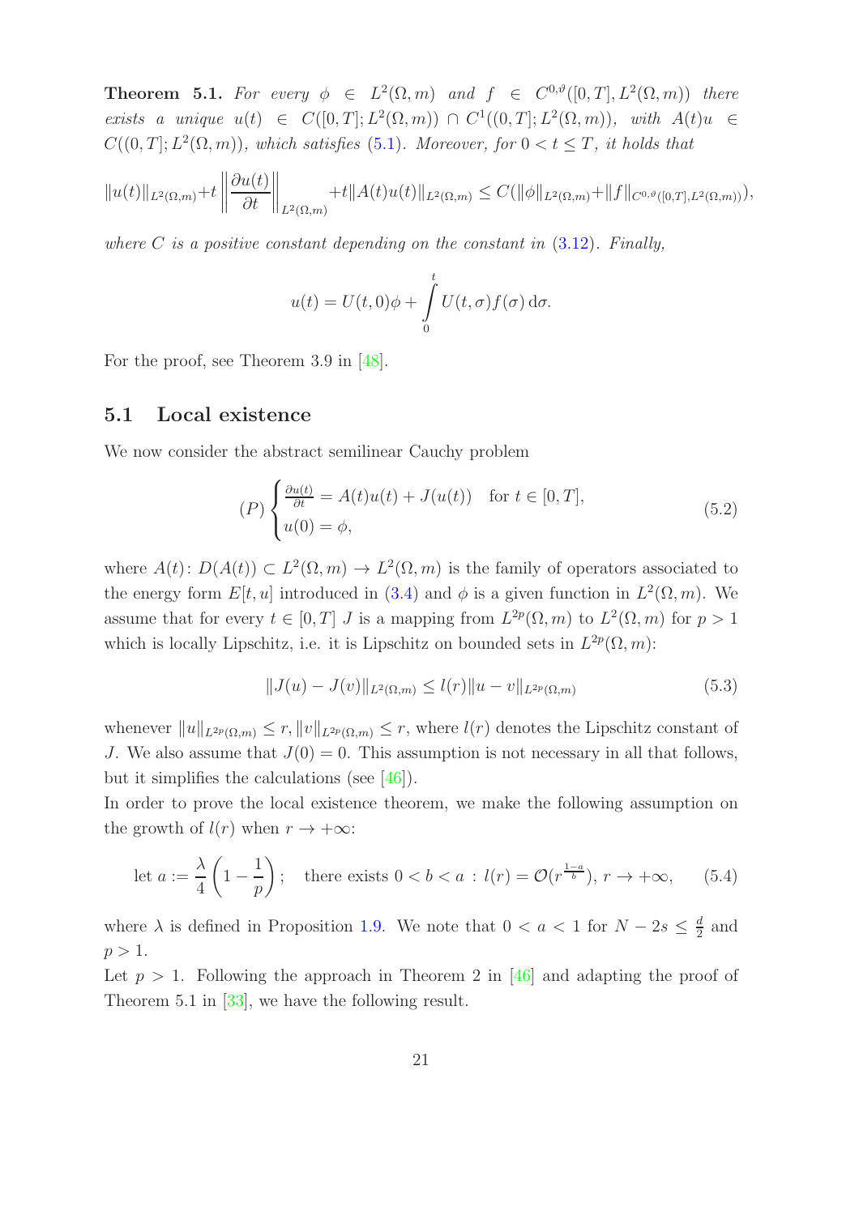**Theorem 5.1.** *For every $\phi \in L^2(\Omega, m)$ and $f \in C^{0,\vartheta}([0,T], L^2(\Omega, m))$ there exists a unique $u(t) \in C([0,T]; L^2(\Omega, m)) \cap C^1((0,T]; L^2(\Omega, m))$, with $A(t)u \in C((0,T]; L^2(\Omega, m))$, which satisfies (5.1). Moreover, for $0 < t \leq T$, it holds that*

$$\|u(t)\|_{L^2(\Omega,m)} + t\left\|\frac{\partial u(t)}{\partial t}\right\|_{L^2(\Omega,m)} + t\|A(t)u(t)\|_{L^2(\Omega,m)} \leq C(\|\phi\|_{L^2(\Omega,m)} + \|f\|_{C^{0,\vartheta}([0,T],L^2(\Omega,m))}),$$

*where $C$ is a positive constant depending on the constant in (3.12). Finally,*

$$u(t) = U(t,0)\phi + \int_0^t U(t,\sigma) f(\sigma)\, \mathrm{d}\sigma.$$

For the proof, see Theorem 3.9 in [48].

## 5.1 Local existence

We now consider the abstract semilinear Cauchy problem

$$(P) \begin{cases} \frac{\partial u(t)}{\partial t} = A(t)u(t) + J(u(t)) & \text{for } t \in [0,T], \\ u(0) = \phi, \end{cases} \tag{5.2}$$

where $A(t)\colon D(A(t)) \subset L^2(\Omega, m) \to L^2(\Omega, m)$ is the family of operators associated to the energy form $E[t,u]$ introduced in (3.4) and $\phi$ is a given function in $L^2(\Omega, m)$. We assume that for every $t \in [0,T]$ $J$ is a mapping from $L^{2p}(\Omega, m)$ to $L^2(\Omega, m)$ for $p > 1$ which is locally Lipschitz, i.e. it is Lipschitz on bounded sets in $L^{2p}(\Omega, m)$:

$$\|J(u) - J(v)\|_{L^2(\Omega,m)} \leq l(r)\|u - v\|_{L^{2p}(\Omega,m)} \tag{5.3}$$

whenever $\|u\|_{L^{2p}(\Omega,m)} \leq r, \|v\|_{L^{2p}(\Omega,m)} \leq r$, where $l(r)$ denotes the Lipschitz constant of $J$. We also assume that $J(0) = 0$. This assumption is not necessary in all that follows, but it simplifies the calculations (see [46]).

In order to prove the local existence theorem, we make the following assumption on the growth of $l(r)$ when $r \to +\infty$:

$$\text{let } a := \frac{\lambda}{4}\left(1 - \frac{1}{p}\right); \quad \text{there exists } 0 < b < a : l(r) = \mathcal{O}(r^{\frac{1-a}{b}}),\ r \to +\infty, \tag{5.4}$$

where $\lambda$ is defined in Proposition 1.9. We note that $0 < a < 1$ for $N - 2s \leq \frac{d}{2}$ and $p > 1$.

Let $p > 1$. Following the approach in Theorem 2 in [46] and adapting the proof of Theorem 5.1 in [33], we have the following result.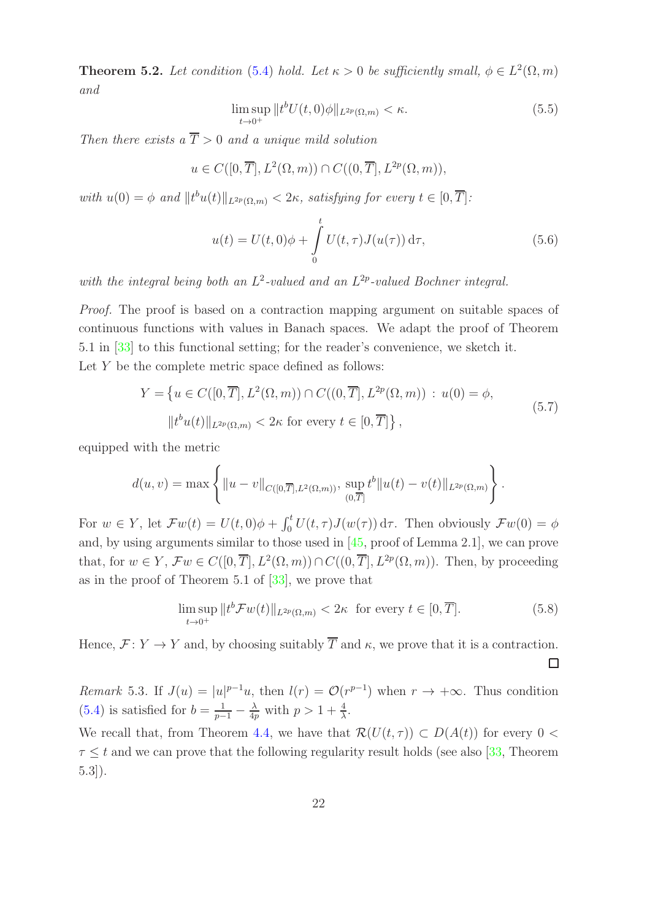**Theorem 5.2.** *Let condition (5.4) hold. Let $\kappa > 0$ be sufficiently small, $\phi \in L^2(\Omega, m)$ and*

$$\limsup_{t \to 0^+} \|t^b U(t,0)\phi\|_{L^{2p}(\Omega,m)} < \kappa. \tag{5.5}$$

*Then there exists a $\overline{T} > 0$ and a unique mild solution*

$$u \in C([0,\overline{T}], L^2(\Omega,m)) \cap C((0,\overline{T}], L^{2p}(\Omega,m)),$$

*with $u(0) = \phi$ and $\|t^b u(t)\|_{L^{2p}(\Omega,m)} < 2\kappa$, satisfying for every $t \in [0,\overline{T}]$:*

$$u(t) = U(t,0)\phi + \int_0^t U(t,\tau) J(u(\tau))\,\mathrm{d}\tau, \tag{5.6}$$

*with the integral being both an $L^2$-valued and an $L^{2p}$-valued Bochner integral.*

*Proof.* The proof is based on a contraction mapping argument on suitable spaces of continuous functions with values in Banach spaces. We adapt the proof of Theorem 5.1 in [33] to this functional setting; for the reader's convenience, we sketch it.
Let $Y$ be the complete metric space defined as follows:

$$\begin{aligned} Y = \big\{ & u \in C([0,\overline{T}], L^2(\Omega,m)) \cap C((0,\overline{T}], L^{2p}(\Omega,m)) \, : \, u(0) = \phi, \\ & \|t^b u(t)\|_{L^{2p}(\Omega,m)} < 2\kappa \text{ for every } t \in [0,\overline{T}] \big\}, \end{aligned} \tag{5.7}$$

equipped with the metric

$$d(u,v) = \max \left\{ \|u - v\|_{C([0,\overline{T}], L^2(\Omega,m))}, \, \sup_{(0,\overline{T}]} t^b \|u(t) - v(t)\|_{L^{2p}(\Omega,m)} \right\}.$$

For $w \in Y$, let $\mathcal{F}w(t) = U(t,0)\phi + \int_0^t U(t,\tau)J(w(\tau))\,\mathrm{d}\tau$. Then obviously $\mathcal{F}w(0) = \phi$ and, by using arguments similar to those used in [45, proof of Lemma 2.1], we can prove that, for $w \in Y$, $\mathcal{F}w \in C([0,\overline{T}], L^2(\Omega,m)) \cap C((0,\overline{T}], L^{2p}(\Omega,m))$. Then, by proceeding as in the proof of Theorem 5.1 of [33], we prove that

$$\limsup_{t \to 0^+} \|t^b \mathcal{F}w(t)\|_{L^{2p}(\Omega,m)} < 2\kappa \ \text{ for every } t \in [0,\overline{T}]. \tag{5.8}$$

Hence, $\mathcal{F} \colon Y \to Y$ and, by choosing suitably $\overline{T}$ and $\kappa$, we prove that it is a contraction. $\square$

*Remark* 5.3. If $J(u) = |u|^{p-1}u$, then $l(r) = \mathcal{O}(r^{p-1})$ when $r \to +\infty$. Thus condition (5.4) is satisfied for $b = \frac{1}{p-1} - \frac{\lambda}{4p}$ with $p > 1 + \frac{4}{\lambda}$.

We recall that, from Theorem 4.4, we have that $\mathcal{R}(U(t,\tau)) \subset D(A(t))$ for every $0 < \tau \leq t$ and we can prove that the following regularity result holds (see also [33, Theorem 5.3]).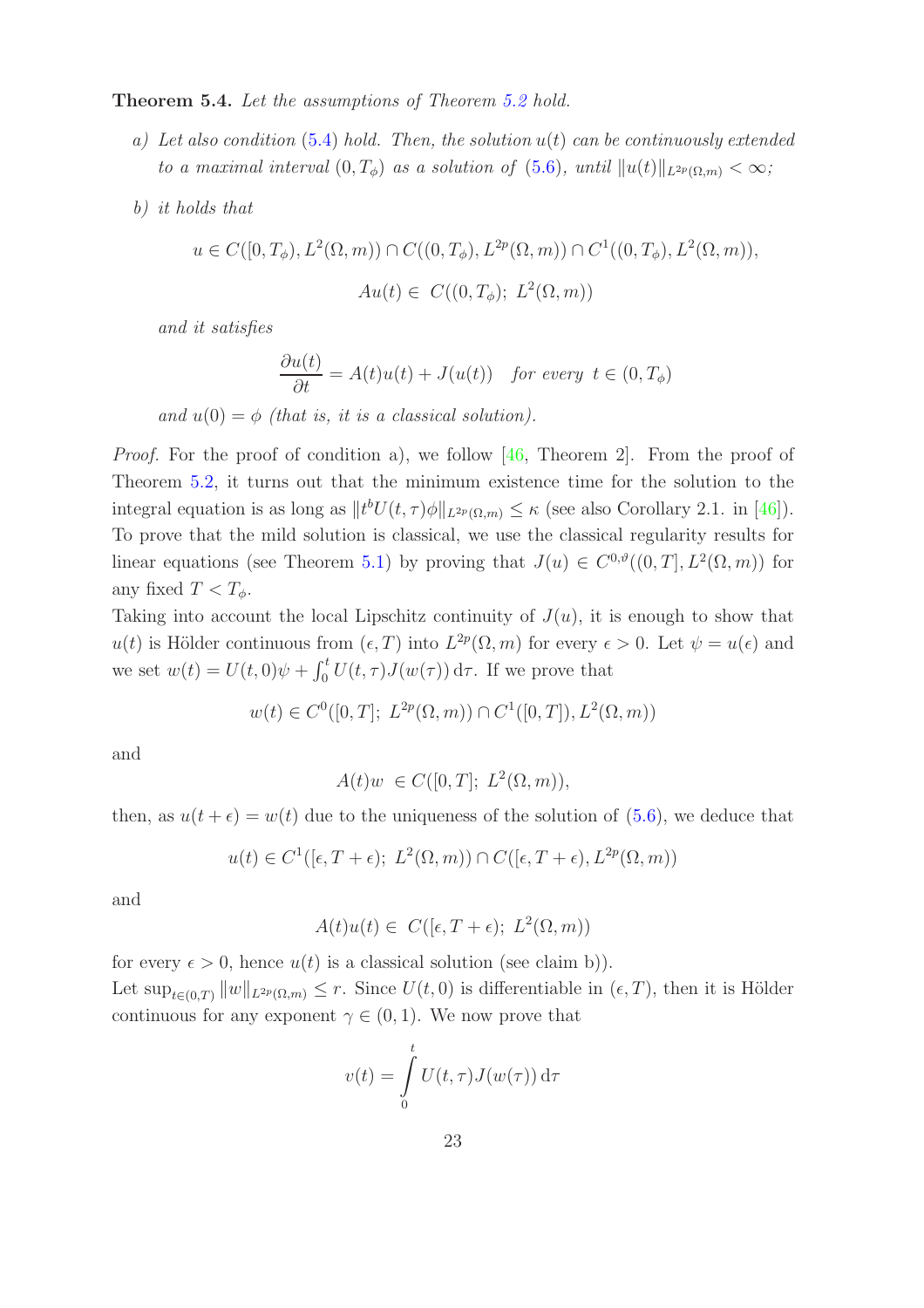**Theorem 5.4.** *Let the assumptions of Theorem 5.2 hold.*

*a) Let also condition (5.4) hold. Then, the solution $u(t)$ can be continuously extended to a maximal interval $(0, T_\phi)$ as a solution of (5.6), until $\|u(t)\|_{L^{2p}(\Omega,m)} < \infty$;*

*b) it holds that*

$$u \in C([0, T_\phi), L^2(\Omega, m)) \cap C((0, T_\phi), L^{2p}(\Omega, m)) \cap C^1((0, T_\phi), L^2(\Omega, m)),$$

$$Au(t) \in C((0, T_\phi);\ L^2(\Omega, m))$$

*and it satisfies*

$$\frac{\partial u(t)}{\partial t} = A(t)u(t) + J(u(t)) \quad \textit{for every } t \in (0, T_\phi)$$

*and $u(0) = \phi$ (that is, it is a classical solution).*

*Proof.* For the proof of condition a), we follow [46, Theorem 2]. From the proof of Theorem 5.2, it turns out that the minimum existence time for the solution to the integral equation is as long as $\|t^b U(t, \tau)\phi\|_{L^{2p}(\Omega,m)} \le \kappa$ (see also Corollary 2.1. in [46]). To prove that the mild solution is classical, we use the classical regularity results for linear equations (see Theorem 5.1) by proving that $J(u) \in C^{0,\vartheta}((0, T], L^2(\Omega, m))$ for any fixed $T < T_\phi$.

Taking into account the local Lipschitz continuity of $J(u)$, it is enough to show that $u(t)$ is Hölder continuous from $(\epsilon, T)$ into $L^{2p}(\Omega, m)$ for every $\epsilon > 0$. Let $\psi = u(\epsilon)$ and we set $w(t) = U(t, 0)\psi + \int_0^t U(t, \tau)J(w(\tau))\,\mathrm{d}\tau$. If we prove that

$$w(t) \in C^0([0, T];\ L^{2p}(\Omega, m)) \cap C^1([0, T]), L^2(\Omega, m))$$

and

$$A(t)w \in C([0, T];\ L^2(\Omega, m)),$$

then, as $u(t + \epsilon) = w(t)$ due to the uniqueness of the solution of (5.6), we deduce that

$$u(t) \in C^1([\epsilon, T + \epsilon);\ L^2(\Omega, m)) \cap C([\epsilon, T + \epsilon), L^{2p}(\Omega, m))$$

and

$$A(t)u(t) \in C([\epsilon, T + \epsilon);\ L^2(\Omega, m))$$

for every $\epsilon > 0$, hence $u(t)$ is a classical solution (see claim b)).

Let $\sup_{t\in(0,T)} \|w\|_{L^{2p}(\Omega,m)} \le r$. Since $U(t, 0)$ is differentiable in $(\epsilon, T)$, then it is Hölder continuous for any exponent $\gamma \in (0, 1)$. We now prove that

$$v(t) = \int_0^t U(t, \tau)J(w(\tau))\,\mathrm{d}\tau$$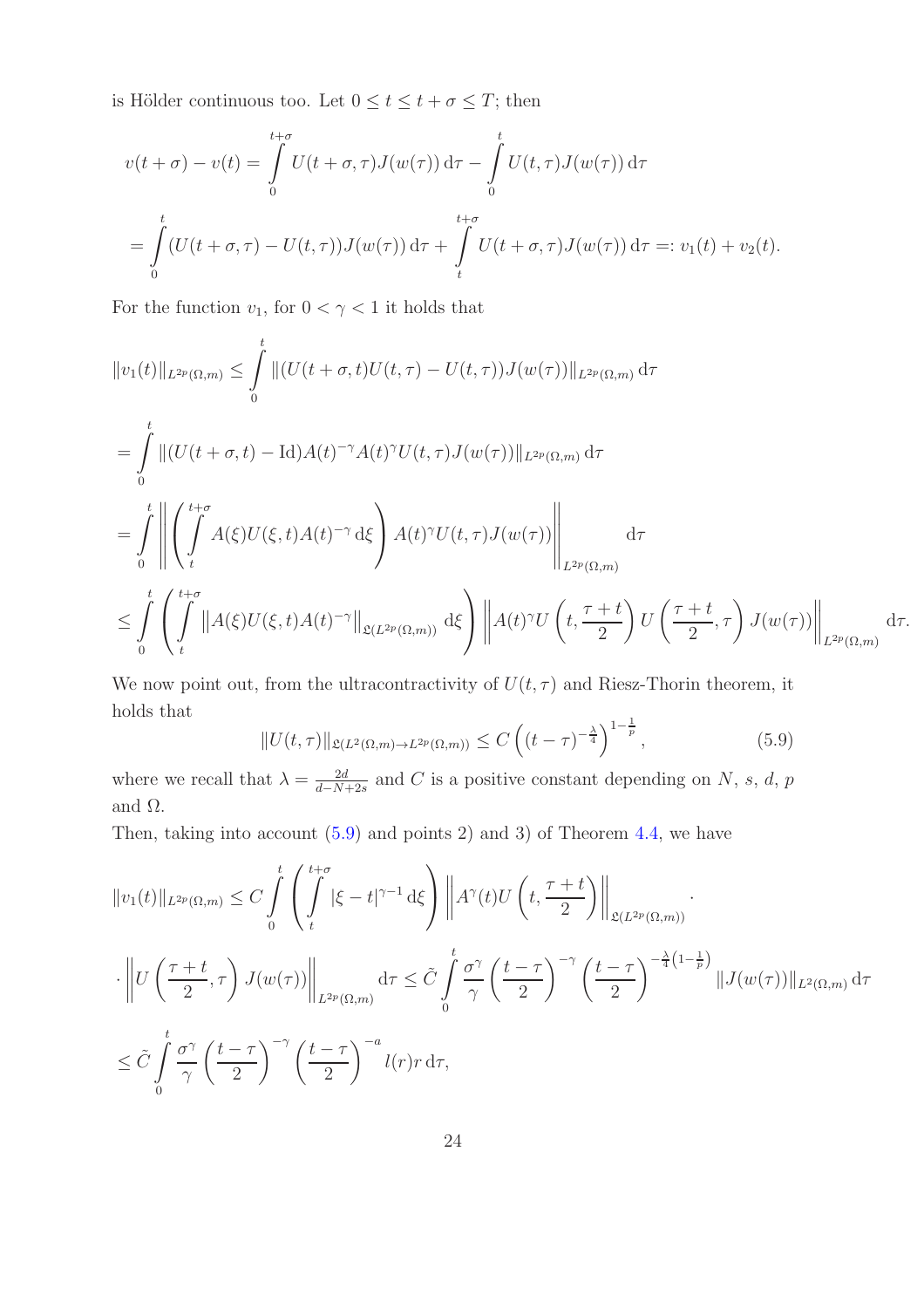is Hölder continuous too. Let $0 \le t \le t+\sigma \le T$; then

$$
\begin{aligned}
v(t+\sigma) - v(t) &= \int_0^{t+\sigma} U(t+\sigma,\tau) J(w(\tau))\,\mathrm{d}\tau - \int_0^{t} U(t,\tau) J(w(\tau))\,\mathrm{d}\tau \\
&= \int_0^{t} (U(t+\sigma,\tau) - U(t,\tau)) J(w(\tau))\,\mathrm{d}\tau + \int_t^{t+\sigma} U(t+\sigma,\tau) J(w(\tau))\,\mathrm{d}\tau =: v_1(t) + v_2(t).
\end{aligned}
$$

For the function $v_1$, for $0 < \gamma < 1$ it holds that

$$
\begin{aligned}
\|v_1(t)\|_{L^{2p}(\Omega,m)} &\le \int_0^t \|(U(t+\sigma,t)U(t,\tau) - U(t,\tau))J(w(\tau))\|_{L^{2p}(\Omega,m)}\,\mathrm{d}\tau \\
&= \int_0^t \|(U(t+\sigma,t) - \mathrm{Id})A(t)^{-\gamma}A(t)^{\gamma}U(t,\tau)J(w(\tau))\|_{L^{2p}(\Omega,m)}\,\mathrm{d}\tau \\
&= \int_0^t \left\| \left( \int_t^{t+\sigma} A(\xi)U(\xi,t)A(t)^{-\gamma}\,\mathrm{d}\xi \right) A(t)^{\gamma}U(t,\tau)J(w(\tau)) \right\|_{L^{2p}(\Omega,m)} \mathrm{d}\tau \\
&\le \int_0^t \left( \int_t^{t+\sigma} \|A(\xi)U(\xi,t)A(t)^{-\gamma}\|_{\mathfrak{L}(L^{2p}(\Omega,m))}\,\mathrm{d}\xi \right) \left\| A(t)^{\gamma} U\left(t, \frac{\tau+t}{2}\right) U\left(\frac{\tau+t}{2},\tau\right) J(w(\tau)) \right\|_{L^{2p}(\Omega,m)} \mathrm{d}\tau.
\end{aligned}
$$

We now point out, from the ultracontractivity of $U(t,\tau)$ and Riesz-Thorin theorem, it holds that

$$
\|U(t,\tau)\|_{\mathfrak{L}(L^2(\Omega,m)\to L^{2p}(\Omega,m))} \le C\left((t-\tau)^{-\frac{\lambda}{4}}\right)^{1-\frac{1}{p}}, \tag{5.9}
$$

where we recall that $\lambda = \frac{2d}{d-N+2s}$ and $C$ is a positive constant depending on $N$, $s$, $d$, $p$ and $\Omega$.

Then, taking into account (5.9) and points 2) and 3) of Theorem 4.4, we have

$$
\begin{aligned}
\|v_1(t)\|_{L^{2p}(\Omega,m)} &\le C \int_0^t \left( \int_t^{t+\sigma} |\xi - t|^{\gamma-1}\,\mathrm{d}\xi \right) \left\| A^{\gamma}(t) U\left(t, \frac{\tau+t}{2}\right) \right\|_{\mathfrak{L}(L^{2p}(\Omega,m))} \cdot \\
&\cdot \left\| U\left(\frac{\tau+t}{2},\tau\right) J(w(\tau)) \right\|_{L^{2p}(\Omega,m)} \mathrm{d}\tau \le \tilde{C} \int_0^t \frac{\sigma^{\gamma}}{\gamma} \left(\frac{t-\tau}{2}\right)^{-\gamma} \left(\frac{t-\tau}{2}\right)^{-\frac{\lambda}{4}\left(1-\frac{1}{p}\right)} \|J(w(\tau))\|_{L^2(\Omega,m)}\,\mathrm{d}\tau \\
&\le \tilde{C} \int_0^t \frac{\sigma^{\gamma}}{\gamma} \left(\frac{t-\tau}{2}\right)^{-\gamma} \left(\frac{t-\tau}{2}\right)^{-a} l(r) r\,\mathrm{d}\tau,
\end{aligned}
$$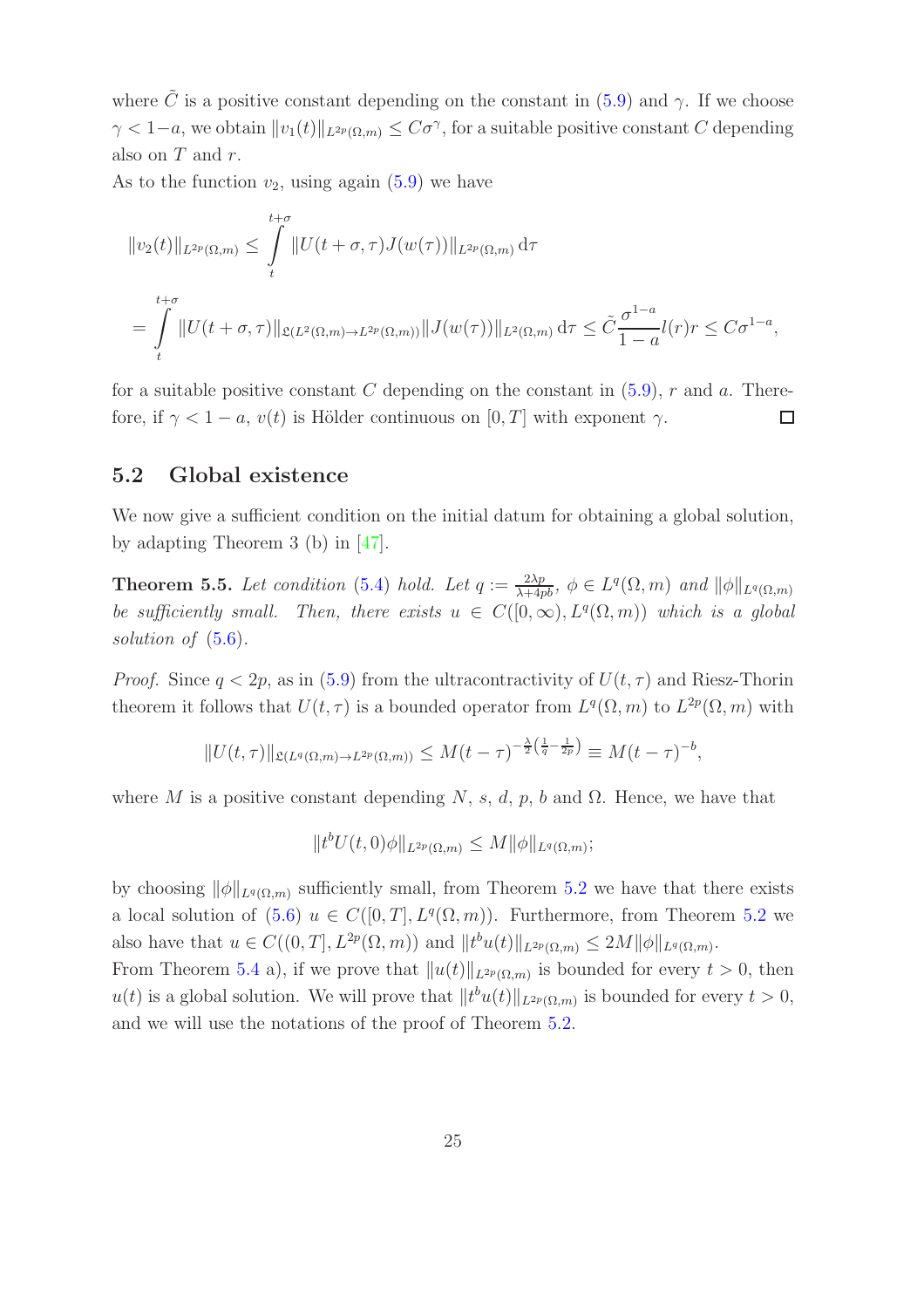where $\tilde{C}$ is a positive constant depending on the constant in (5.9) and $\gamma$. If we choose $\gamma < 1-a$, we obtain $\|v_1(t)\|_{L^{2p}(\Omega,m)} \leq C\sigma^\gamma$, for a suitable positive constant $C$ depending also on $T$ and $r$.

As to the function $v_2$, using again (5.9) we have

$$
\|v_2(t)\|_{L^{2p}(\Omega,m)} \leq \int_t^{t+\sigma} \|U(t+\sigma,\tau)J(w(\tau))\|_{L^{2p}(\Omega,m)}\,\mathrm{d}\tau
$$

$$
= \int_t^{t+\sigma} \|U(t+\sigma,\tau)\|_{\mathfrak{L}(L^2(\Omega,m)\to L^{2p}(\Omega,m))}\|J(w(\tau))\|_{L^2(\Omega,m)}\,\mathrm{d}\tau \leq \tilde{C}\frac{\sigma^{1-a}}{1-a}l(r)r \leq C\sigma^{1-a},
$$

for a suitable positive constant $C$ depending on the constant in (5.9), $r$ and $a$. Therefore, if $\gamma < 1-a$, $v(t)$ is Hölder continuous on $[0,T]$ with exponent $\gamma$. □

## 5.2 Global existence

We now give a sufficient condition on the initial datum for obtaining a global solution, by adapting Theorem 3 (b) in [47].

**Theorem 5.5.** *Let condition (5.4) hold. Let $q := \frac{2\lambda p}{\lambda + 4pb}$, $\phi \in L^q(\Omega,m)$ and $\|\phi\|_{L^q(\Omega,m)}$ be sufficiently small. Then, there exists $u \in C([0,\infty), L^q(\Omega,m))$ which is a global solution of (5.6).*

*Proof.* Since $q < 2p$, as in (5.9) from the ultracontractivity of $U(t,\tau)$ and Riesz-Thorin theorem it follows that $U(t,\tau)$ is a bounded operator from $L^q(\Omega,m)$ to $L^{2p}(\Omega,m)$ with

$$
\|U(t,\tau)\|_{\mathfrak{L}(L^q(\Omega,m)\to L^{2p}(\Omega,m))} \leq M(t-\tau)^{-\frac{\lambda}{2}\left(\frac{1}{q}-\frac{1}{2p}\right)} \equiv M(t-\tau)^{-b},
$$

where $M$ is a positive constant depending $N$, $s$, $d$, $p$, $b$ and $\Omega$. Hence, we have that

$$
\|t^b U(t,0)\phi\|_{L^{2p}(\Omega,m)} \leq M\|\phi\|_{L^q(\Omega,m)};
$$

by choosing $\|\phi\|_{L^q(\Omega,m)}$ sufficiently small, from Theorem 5.2 we have that there exists a local solution of (5.6) $u \in C([0,T], L^q(\Omega,m))$. Furthermore, from Theorem 5.2 we also have that $u \in C((0,T], L^{2p}(\Omega,m))$ and $\|t^b u(t)\|_{L^{2p}(\Omega,m)} \leq 2M\|\phi\|_{L^q(\Omega,m)}$.

From Theorem 5.4 a), if we prove that $\|u(t)\|_{L^{2p}(\Omega,m)}$ is bounded for every $t > 0$, then $u(t)$ is a global solution. We will prove that $\|t^b u(t)\|_{L^{2p}(\Omega,m)}$ is bounded for every $t > 0$, and we will use the notations of the proof of Theorem 5.2.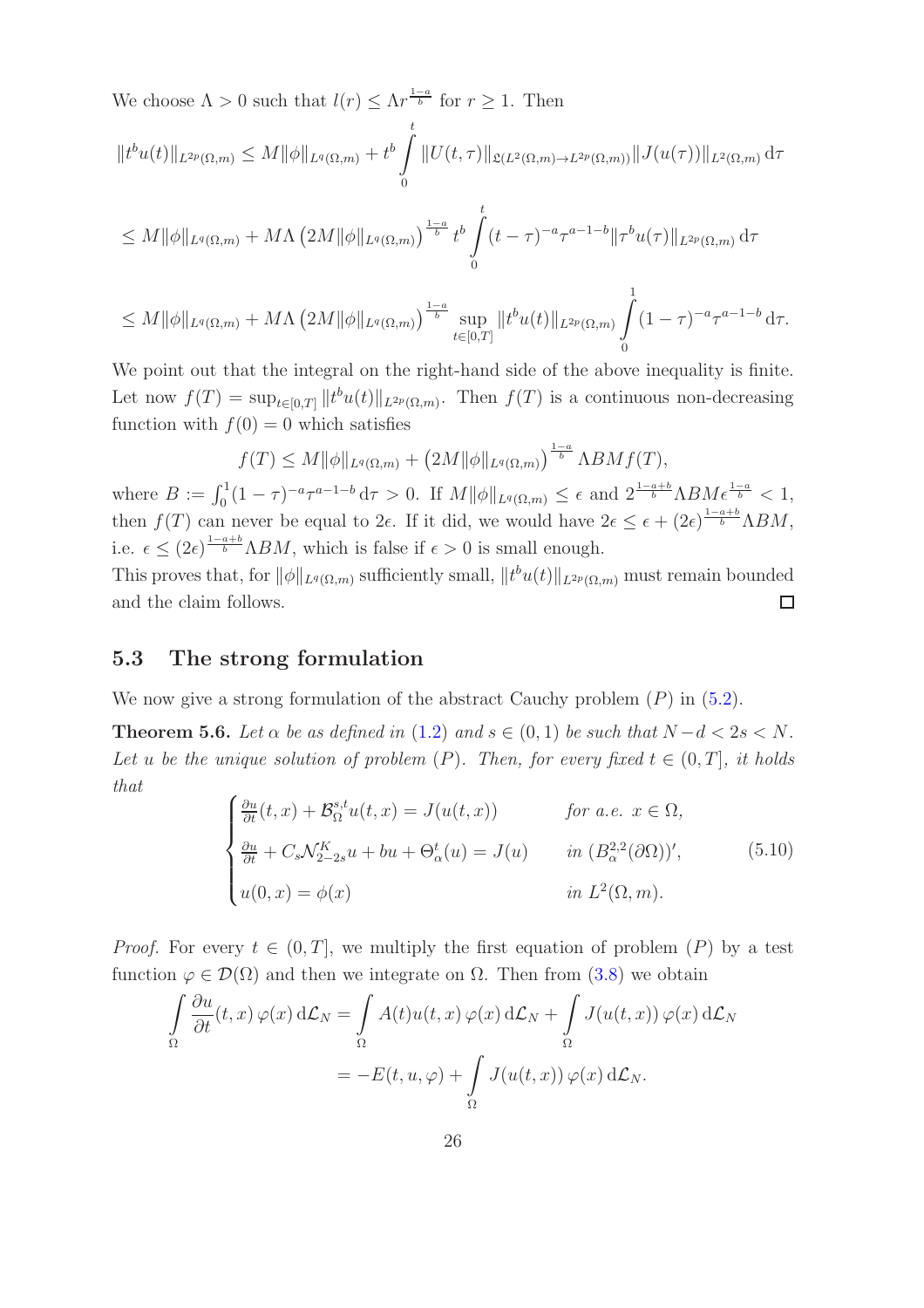We choose $\Lambda > 0$ such that $l(r) \leq \Lambda r^{\frac{1-a}{b}}$ for $r \geq 1$. Then

$$\|t^b u(t)\|_{L^{2p}(\Omega,m)} \leq M\|\phi\|_{L^q(\Omega,m)} + t^b \int_0^t \|U(t,\tau)\|_{\mathfrak{L}(L^2(\Omega,m)\to L^{2p}(\Omega,m))} \|J(u(\tau))\|_{L^2(\Omega,m)} \,\mathrm{d}\tau$$

$$\leq M\|\phi\|_{L^q(\Omega,m)} + M\Lambda \left(2M\|\phi\|_{L^q(\Omega,m)}\right)^{\frac{1-a}{b}} t^b \int_0^t (t-\tau)^{-a}\tau^{a-1-b} \|\tau^b u(\tau)\|_{L^{2p}(\Omega,m)} \,\mathrm{d}\tau$$

$$\leq M\|\phi\|_{L^q(\Omega,m)} + M\Lambda \left(2M\|\phi\|_{L^q(\Omega,m)}\right)^{\frac{1-a}{b}} \sup_{t\in[0,T]} \|t^b u(t)\|_{L^{2p}(\Omega,m)} \int_0^1 (1-\tau)^{-a}\tau^{a-1-b} \,\mathrm{d}\tau.$$

We point out that the integral on the right-hand side of the above inequality is finite. Let now $f(T) = \sup_{t\in[0,T]} \|t^b u(t)\|_{L^{2p}(\Omega,m)}$. Then $f(T)$ is a continuous non-decreasing function with $f(0) = 0$ which satisfies

$$f(T) \leq M\|\phi\|_{L^q(\Omega,m)} + \left(2M\|\phi\|_{L^q(\Omega,m)}\right)^{\frac{1-a}{b}} \Lambda BMf(T),$$

where $B := \int_0^1 (1-\tau)^{-a}\tau^{a-1-b}\,\mathrm{d}\tau > 0$. If $M\|\phi\|_{L^q(\Omega,m)} \leq \epsilon$ and $2^{\frac{1-a+b}{b}}\Lambda BM\epsilon^{\frac{1-a}{b}} < 1$, then $f(T)$ can never be equal to $2\epsilon$. If it did, we would have $2\epsilon \leq \epsilon + (2\epsilon)^{\frac{1-a+b}{b}}\Lambda BM$, i.e. $\epsilon \leq (2\epsilon)^{\frac{1-a+b}{b}}\Lambda BM$, which is false if $\epsilon > 0$ is small enough.

This proves that, for $\|\phi\|_{L^q(\Omega,m)}$ sufficiently small, $\|t^b u(t)\|_{L^{2p}(\Omega,m)}$ must remain bounded and the claim follows. $\square$

### 5.3 The strong formulation

We now give a strong formulation of the abstract Cauchy problem $(P)$ in (5.2).

**Theorem 5.6.** *Let $\alpha$ be as defined in (1.2) and $s \in (0,1)$ be such that $N-d < 2s < N$. Let $u$ be the unique solution of problem $(P)$. Then, for every fixed $t \in (0,T]$, it holds that*

$$\begin{cases} \frac{\partial u}{\partial t}(t,x) + \mathcal{B}^{s,t}_\Omega u(t,x) = J(u(t,x)) & \text{for a.e. } x \in \Omega, \\ \frac{\partial u}{\partial t} + C_s\mathcal{N}^K_{2-2s}u + bu + \Theta^t_\alpha(u) = J(u) & \text{in } (B^{2,2}_\alpha(\partial\Omega))', \\ u(0,x) = \phi(x) & \text{in } L^2(\Omega,m). \end{cases} \tag{5.10}$$

*Proof.* For every $t \in (0,T]$, we multiply the first equation of problem $(P)$ by a test function $\varphi \in \mathcal{D}(\Omega)$ and then we integrate on $\Omega$. Then from (3.8) we obtain

$$\int_\Omega \frac{\partial u}{\partial t}(t,x)\,\varphi(x)\,\mathrm{d}\mathcal{L}_N = \int_\Omega A(t)u(t,x)\,\varphi(x)\,\mathrm{d}\mathcal{L}_N + \int_\Omega J(u(t,x))\,\varphi(x)\,\mathrm{d}\mathcal{L}_N$$

$$= -E(t,u,\varphi) + \int_\Omega J(u(t,x))\,\varphi(x)\,\mathrm{d}\mathcal{L}_N.$$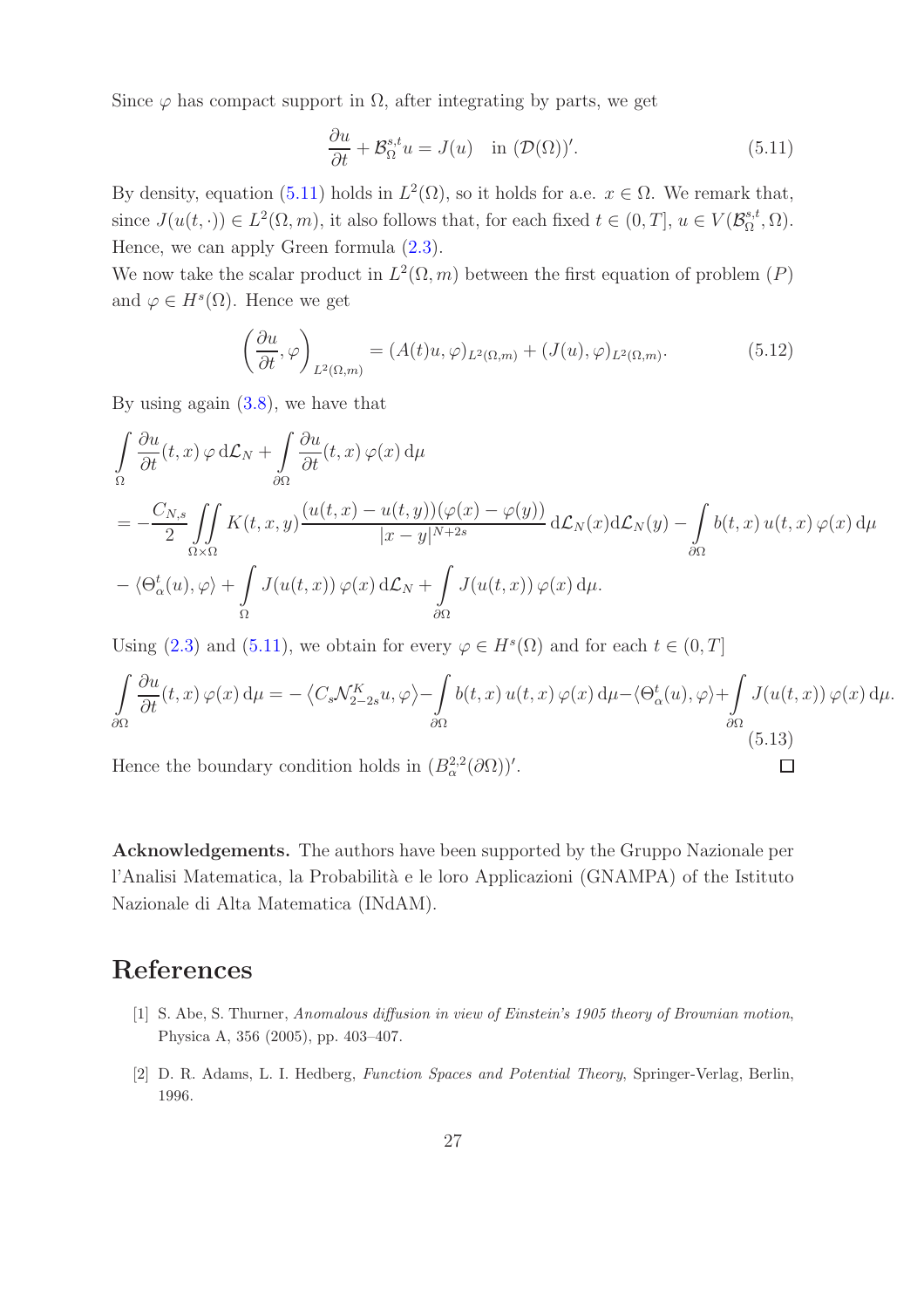Since $\varphi$ has compact support in $\Omega$, after integrating by parts, we get

$$\frac{\partial u}{\partial t} + \mathcal{B}^{s,t}_{\Omega} u = J(u) \quad \text{in } (\mathcal{D}(\Omega))'. \tag{5.11}$$

By density, equation (5.11) holds in $L^2(\Omega)$, so it holds for a.e. $x \in \Omega$. We remark that, since $J(u(t,\cdot)) \in L^2(\Omega, m)$, it also follows that, for each fixed $t \in (0,T]$, $u \in V(\mathcal{B}^{s,t}_{\Omega}, \Omega)$. Hence, we can apply Green formula (2.3).

We now take the scalar product in $L^2(\Omega, m)$ between the first equation of problem $(P)$ and $\varphi \in H^s(\Omega)$. Hence we get

$$\left(\frac{\partial u}{\partial t}, \varphi\right)_{L^2(\Omega,m)} = (A(t)u, \varphi)_{L^2(\Omega,m)} + (J(u), \varphi)_{L^2(\Omega,m)}. \tag{5.12}$$

By using again (3.8), we have that

$$\begin{aligned}
&\int_{\Omega} \frac{\partial u}{\partial t}(t,x)\, \varphi \, \mathrm{d}\mathcal{L}_N + \int_{\partial\Omega} \frac{\partial u}{\partial t}(t,x)\, \varphi(x)\, \mathrm{d}\mu \\
&= -\frac{C_{N,s}}{2} \iint_{\Omega\times\Omega} K(t,x,y) \frac{(u(t,x)-u(t,y))(\varphi(x)-\varphi(y))}{|x-y|^{N+2s}}\, \mathrm{d}\mathcal{L}_N(x) \mathrm{d}\mathcal{L}_N(y) - \int_{\partial\Omega} b(t,x)\, u(t,x)\, \varphi(x)\, \mathrm{d}\mu \\
&- \langle \Theta^t_{\alpha}(u), \varphi \rangle + \int_{\Omega} J(u(t,x))\, \varphi(x)\, \mathrm{d}\mathcal{L}_N + \int_{\partial\Omega} J(u(t,x))\, \varphi(x)\, \mathrm{d}\mu.
\end{aligned}$$

Using (2.3) and (5.11), we obtain for every $\varphi \in H^s(\Omega)$ and for each $t \in (0,T]$

$$\int_{\partial\Omega} \frac{\partial u}{\partial t}(t,x)\, \varphi(x)\, \mathrm{d}\mu = -\left\langle C_s \mathcal{N}^K_{2-2s} u, \varphi \right\rangle - \int_{\partial\Omega} b(t,x)\, u(t,x)\, \varphi(x)\, \mathrm{d}\mu - \langle \Theta^t_{\alpha}(u), \varphi \rangle + \int_{\partial\Omega} J(u(t,x))\, \varphi(x)\, \mathrm{d}\mu. \tag{5.13}$$

Hence the boundary condition holds in $(B^{2,2}_{\alpha}(\partial\Omega))'$. □

**Acknowledgements.** The authors have been supported by the Gruppo Nazionale per l'Analisi Matematica, la Probabilità e le loro Applicazioni (GNAMPA) of the Istituto Nazionale di Alta Matematica (INdAM).

# References

[1] S. Abe, S. Thurner, *Anomalous diffusion in view of Einstein's 1905 theory of Brownian motion*, Physica A, 356 (2005), pp. 403–407.

[2] D. R. Adams, L. I. Hedberg, *Function Spaces and Potential Theory*, Springer-Verlag, Berlin, 1996.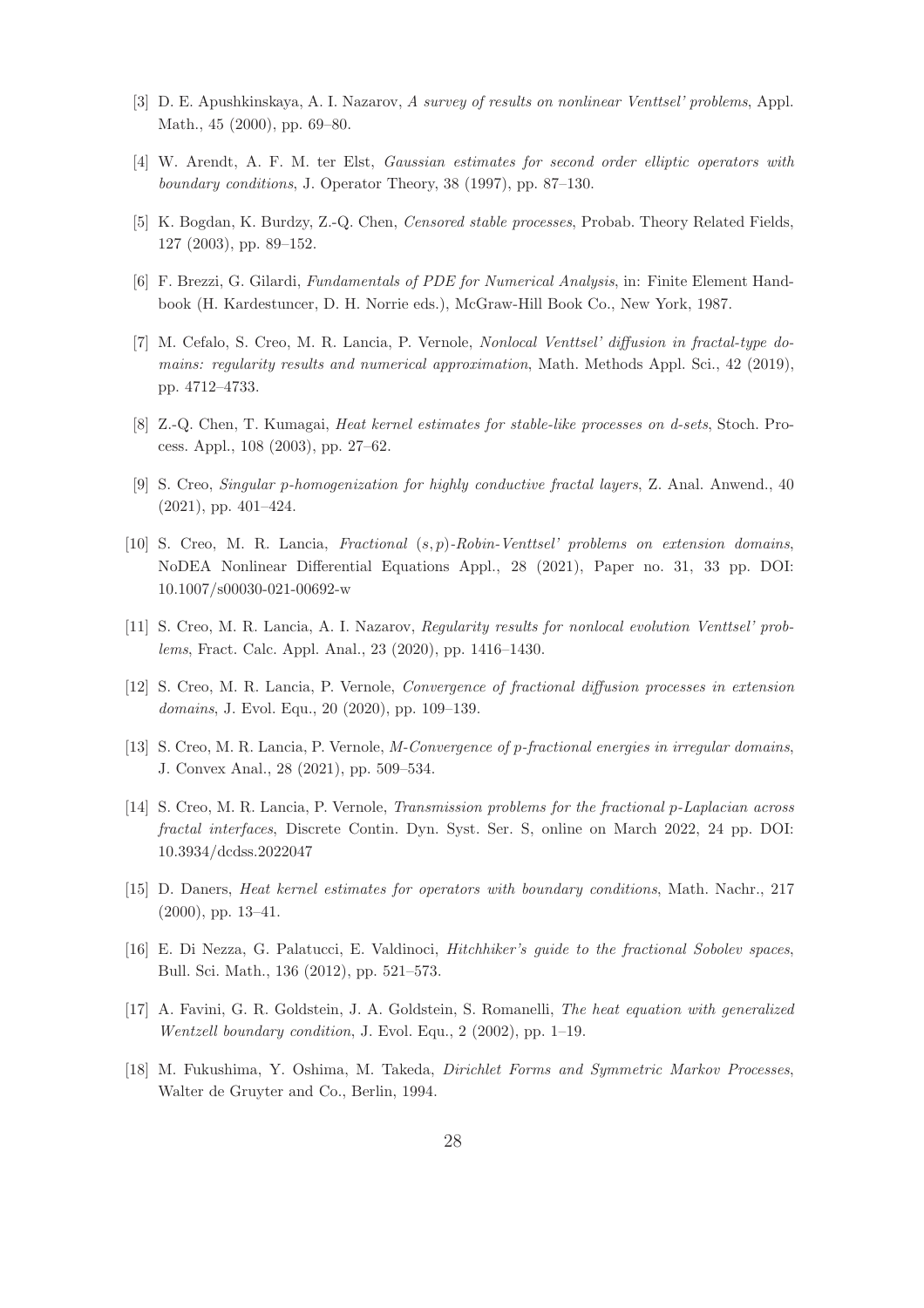[3] D. E. Apushkinskaya, A. I. Nazarov, *A survey of results on nonlinear Venttsel' problems*, Appl. Math., 45 (2000), pp. 69–80.

[4] W. Arendt, A. F. M. ter Elst, *Gaussian estimates for second order elliptic operators with boundary conditions*, J. Operator Theory, 38 (1997), pp. 87–130.

[5] K. Bogdan, K. Burdzy, Z.-Q. Chen, *Censored stable processes*, Probab. Theory Related Fields, 127 (2003), pp. 89–152.

[6] F. Brezzi, G. Gilardi, *Fundamentals of PDE for Numerical Analysis*, in: Finite Element Handbook (H. Kardestuncer, D. H. Norrie eds.), McGraw-Hill Book Co., New York, 1987.

[7] M. Cefalo, S. Creo, M. R. Lancia, P. Vernole, *Nonlocal Venttsel' diffusion in fractal-type domains: regularity results and numerical approximation*, Math. Methods Appl. Sci., 42 (2019), pp. 4712–4733.

[8] Z.-Q. Chen, T. Kumagai, *Heat kernel estimates for stable-like processes on d-sets*, Stoch. Process. Appl., 108 (2003), pp. 27–62.

[9] S. Creo, *Singular p-homogenization for highly conductive fractal layers*, Z. Anal. Anwend., 40 (2021), pp. 401–424.

[10] S. Creo, M. R. Lancia, *Fractional $(s,p)$-Robin-Venttsel' problems on extension domains*, NoDEA Nonlinear Differential Equations Appl., 28 (2021), Paper no. 31, 33 pp. DOI: 10.1007/s00030-021-00692-w

[11] S. Creo, M. R. Lancia, A. I. Nazarov, *Regularity results for nonlocal evolution Venttsel' problems*, Fract. Calc. Appl. Anal., 23 (2020), pp. 1416–1430.

[12] S. Creo, M. R. Lancia, P. Vernole, *Convergence of fractional diffusion processes in extension domains*, J. Evol. Equ., 20 (2020), pp. 109–139.

[13] S. Creo, M. R. Lancia, P. Vernole, *M-Convergence of p-fractional energies in irregular domains*, J. Convex Anal., 28 (2021), pp. 509–534.

[14] S. Creo, M. R. Lancia, P. Vernole, *Transmission problems for the fractional p-Laplacian across fractal interfaces*, Discrete Contin. Dyn. Syst. Ser. S, online on March 2022, 24 pp. DOI: 10.3934/dcdss.2022047

[15] D. Daners, *Heat kernel estimates for operators with boundary conditions*, Math. Nachr., 217 (2000), pp. 13–41.

[16] E. Di Nezza, G. Palatucci, E. Valdinoci, *Hitchhiker's guide to the fractional Sobolev spaces*, Bull. Sci. Math., 136 (2012), pp. 521–573.

[17] A. Favini, G. R. Goldstein, J. A. Goldstein, S. Romanelli, *The heat equation with generalized Wentzell boundary condition*, J. Evol. Equ., 2 (2002), pp. 1–19.

[18] M. Fukushima, Y. Oshima, M. Takeda, *Dirichlet Forms and Symmetric Markov Processes*, Walter de Gruyter and Co., Berlin, 1994.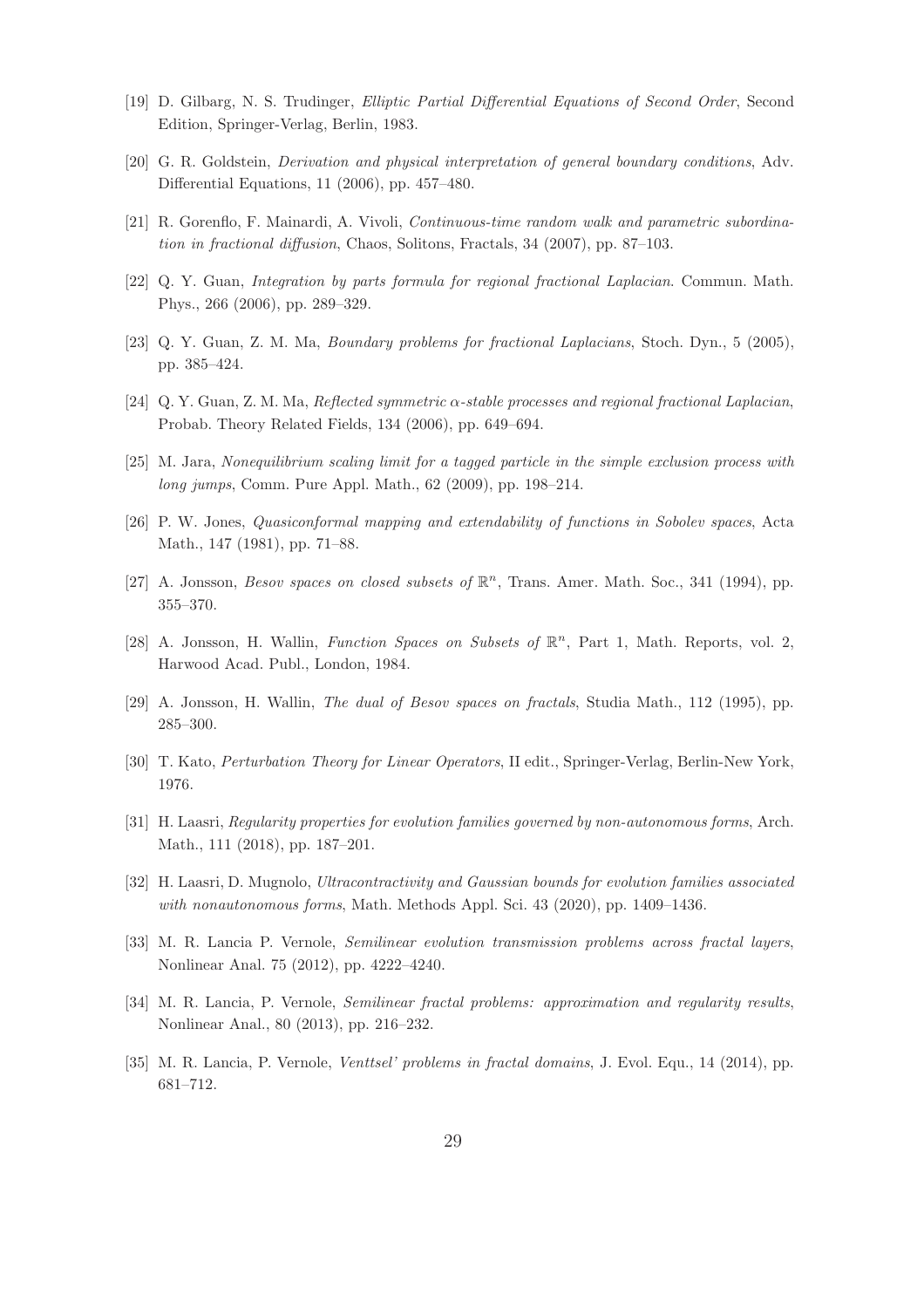[19] D. Gilbarg, N. S. Trudinger, *Elliptic Partial Differential Equations of Second Order*, Second Edition, Springer-Verlag, Berlin, 1983.

[20] G. R. Goldstein, *Derivation and physical interpretation of general boundary conditions*, Adv. Differential Equations, 11 (2006), pp. 457–480.

[21] R. Gorenflo, F. Mainardi, A. Vivoli, *Continuous-time random walk and parametric subordination in fractional diffusion*, Chaos, Solitons, Fractals, 34 (2007), pp. 87–103.

[22] Q. Y. Guan, *Integration by parts formula for regional fractional Laplacian*. Commun. Math. Phys., 266 (2006), pp. 289–329.

[23] Q. Y. Guan, Z. M. Ma, *Boundary problems for fractional Laplacians*, Stoch. Dyn., 5 (2005), pp. 385–424.

[24] Q. Y. Guan, Z. M. Ma, *Reflected symmetric $\alpha$-stable processes and regional fractional Laplacian*, Probab. Theory Related Fields, 134 (2006), pp. 649–694.

[25] M. Jara, *Nonequilibrium scaling limit for a tagged particle in the simple exclusion process with long jumps*, Comm. Pure Appl. Math., 62 (2009), pp. 198–214.

[26] P. W. Jones, *Quasiconformal mapping and extendability of functions in Sobolev spaces*, Acta Math., 147 (1981), pp. 71–88.

[27] A. Jonsson, *Besov spaces on closed subsets of $\mathbb{R}^n$*, Trans. Amer. Math. Soc., 341 (1994), pp. 355–370.

[28] A. Jonsson, H. Wallin, *Function Spaces on Subsets of $\mathbb{R}^n$*, Part 1, Math. Reports, vol. 2, Harwood Acad. Publ., London, 1984.

[29] A. Jonsson, H. Wallin, *The dual of Besov spaces on fractals*, Studia Math., 112 (1995), pp. 285–300.

[30] T. Kato, *Perturbation Theory for Linear Operators*, II edit., Springer-Verlag, Berlin-New York, 1976.

[31] H. Laasri, *Regularity properties for evolution families governed by non-autonomous forms*, Arch. Math., 111 (2018), pp. 187–201.

[32] H. Laasri, D. Mugnolo, *Ultracontractivity and Gaussian bounds for evolution families associated with nonautonomous forms*, Math. Methods Appl. Sci. 43 (2020), pp. 1409–1436.

[33] M. R. Lancia P. Vernole, *Semilinear evolution transmission problems across fractal layers*, Nonlinear Anal. 75 (2012), pp. 4222–4240.

[34] M. R. Lancia, P. Vernole, *Semilinear fractal problems: approximation and regularity results*, Nonlinear Anal., 80 (2013), pp. 216–232.

[35] M. R. Lancia, P. Vernole, *Venttsel' problems in fractal domains*, J. Evol. Equ., 14 (2014), pp. 681–712.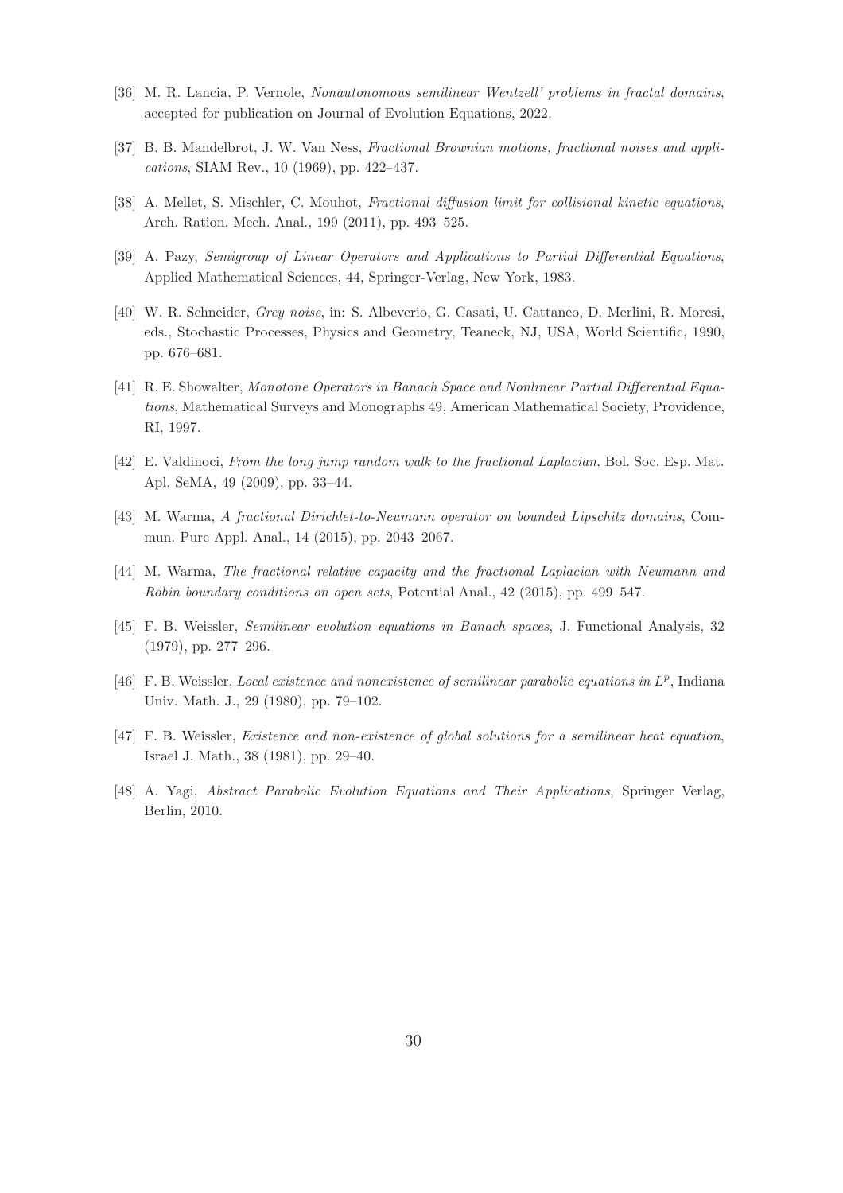[36] M. R. Lancia, P. Vernole, *Nonautonomous semilinear Wentzell' problems in fractal domains*, accepted for publication on Journal of Evolution Equations, 2022.

[37] B. B. Mandelbrot, J. W. Van Ness, *Fractional Brownian motions, fractional noises and applications*, SIAM Rev., 10 (1969), pp. 422–437.

[38] A. Mellet, S. Mischler, C. Mouhot, *Fractional diffusion limit for collisional kinetic equations*, Arch. Ration. Mech. Anal., 199 (2011), pp. 493–525.

[39] A. Pazy, *Semigroup of Linear Operators and Applications to Partial Differential Equations*, Applied Mathematical Sciences, 44, Springer-Verlag, New York, 1983.

[40] W. R. Schneider, *Grey noise*, in: S. Albeverio, G. Casati, U. Cattaneo, D. Merlini, R. Moresi, eds., Stochastic Processes, Physics and Geometry, Teaneck, NJ, USA, World Scientific, 1990, pp. 676–681.

[41] R. E. Showalter, *Monotone Operators in Banach Space and Nonlinear Partial Differential Equations*, Mathematical Surveys and Monographs 49, American Mathematical Society, Providence, RI, 1997.

[42] E. Valdinoci, *From the long jump random walk to the fractional Laplacian*, Bol. Soc. Esp. Mat. Apl. SeMA, 49 (2009), pp. 33–44.

[43] M. Warma, *A fractional Dirichlet-to-Neumann operator on bounded Lipschitz domains*, Commun. Pure Appl. Anal., 14 (2015), pp. 2043–2067.

[44] M. Warma, *The fractional relative capacity and the fractional Laplacian with Neumann and Robin boundary conditions on open sets*, Potential Anal., 42 (2015), pp. 499–547.

[45] F. B. Weissler, *Semilinear evolution equations in Banach spaces*, J. Functional Analysis, 32 (1979), pp. 277–296.

[46] F. B. Weissler, *Local existence and nonexistence of semilinear parabolic equations in $L^p$*, Indiana Univ. Math. J., 29 (1980), pp. 79–102.

[47] F. B. Weissler, *Existence and non-existence of global solutions for a semilinear heat equation*, Israel J. Math., 38 (1981), pp. 29–40.

[48] A. Yagi, *Abstract Parabolic Evolution Equations and Their Applications*, Springer Verlag, Berlin, 2010.